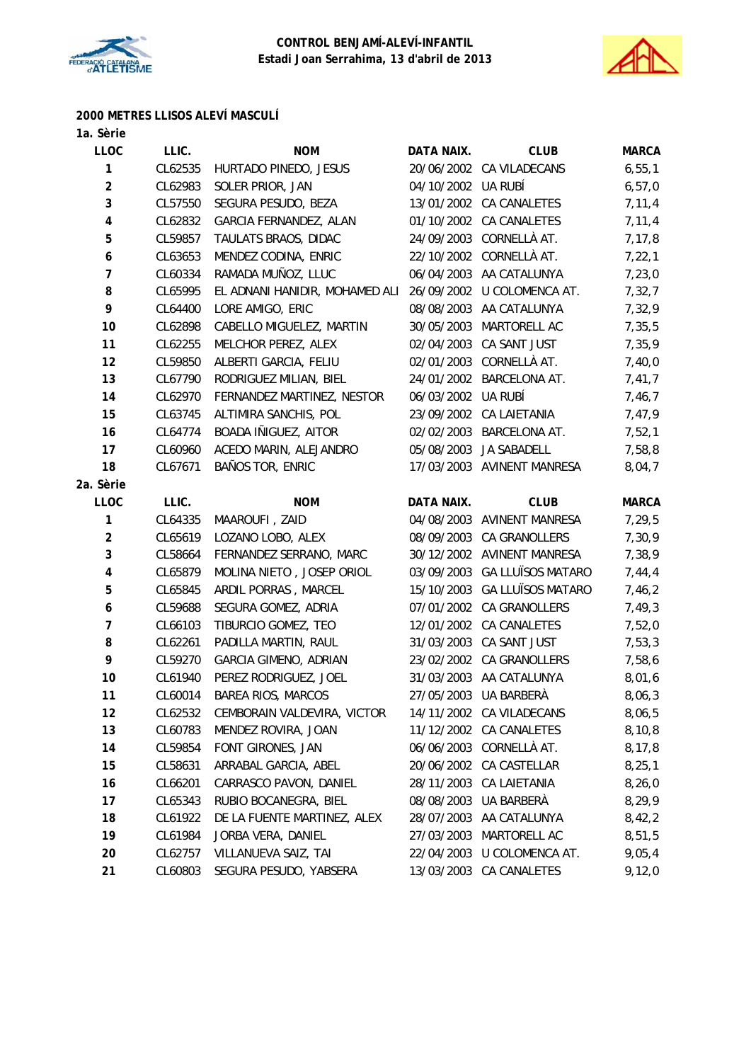**CONTROL BENJAMÍ-ALEVÍ-INFANTIL**
**Estadi Joan Serrahima, 13 d'abril de 2013**

## 2000 METRES LLISOS ALEVÍ MASCULÍ

### 1a. Sèrie

| LLOC | LLIC. | NOM | DATA NAIX. | CLUB | MARCA |
|---|---|---|---|---|---|
| 1 | CL62535 | HURTADO PINEDO, JESUS | 20/06/2002 | CA VILADECANS | 6,55,1 |
| 2 | CL62983 | SOLER PRIOR, JAN | 04/10/2002 | UA RUBÍ | 6,57,0 |
| 3 | CL57550 | SEGURA PESUDO, BEZA | 13/01/2002 | CA CANALETES | 7,11,4 |
| 4 | CL62832 | GARCIA FERNANDEZ, ALAN | 01/10/2002 | CA CANALETES | 7,11,4 |
| 5 | CL59857 | TAULATS BRAOS, DIDAC | 24/09/2003 | CORNELLÀ AT. | 7,17,8 |
| 6 | CL63653 | MENDEZ CODINA, ENRIC | 22/10/2002 | CORNELLÀ AT. | 7,22,1 |
| 7 | CL60334 | RAMADA MUÑOZ, LLUC | 06/04/2003 | AA CATALUNYA | 7,23,0 |
| 8 | CL65995 | EL ADNANI HANIDIR, MOHAMED ALI | 26/09/2002 | U COLOMENCA AT. | 7,32,7 |
| 9 | CL64400 | LORE AMIGO, ERIC | 08/08/2003 | AA CATALUNYA | 7,32,9 |
| 10 | CL62898 | CABELLO MIGUELEZ, MARTIN | 30/05/2003 | MARTORELL AC | 7,35,5 |
| 11 | CL62255 | MELCHOR PEREZ, ALEX | 02/04/2003 | CA SANT JUST | 7,35,9 |
| 12 | CL59850 | ALBERTI GARCIA, FELIU | 02/01/2003 | CORNELLÀ AT. | 7,40,0 |
| 13 | CL67790 | RODRIGUEZ MILIAN, BIEL | 24/01/2002 | BARCELONA AT. | 7,41,7 |
| 14 | CL62970 | FERNANDEZ MARTINEZ, NESTOR | 06/03/2002 | UA RUBÍ | 7,46,7 |
| 15 | CL63745 | ALTIMIRA SANCHIS, POL | 23/09/2002 | CA LAIETANIA | 7,47,9 |
| 16 | CL64774 | BOADA IÑIGUEZ, AITOR | 02/02/2003 | BARCELONA AT. | 7,52,1 |
| 17 | CL60960 | ACEDO MARIN, ALEJANDRO | 05/08/2003 | JA SABADELL | 7,58,8 |
| 18 | CL67671 | BAÑOS TOR, ENRIC | 17/03/2003 | AVINENT MANRESA | 8,04,7 |

### 2a. Sèrie

| LLOC | LLIC. | NOM | DATA NAIX. | CLUB | MARCA |
|---|---|---|---|---|---|
| 1 | CL64335 | MAAROUFI , ZAID | 04/08/2003 | AVINENT MANRESA | 7,29,5 |
| 2 | CL65619 | LOZANO LOBO, ALEX | 08/09/2003 | CA GRANOLLERS | 7,30,9 |
| 3 | CL58664 | FERNANDEZ SERRANO, MARC | 30/12/2002 | AVINENT MANRESA | 7,38,9 |
| 4 | CL65879 | MOLINA NIETO , JOSEP ORIOL | 03/09/2003 | GA LLUÏSOS MATARO | 7,44,4 |
| 5 | CL65845 | ARDIL PORRAS , MARCEL | 15/10/2003 | GA LLUÏSOS MATARO | 7,46,2 |
| 6 | CL59688 | SEGURA GOMEZ, ADRIA | 07/01/2002 | CA GRANOLLERS | 7,49,3 |
| 7 | CL66103 | TIBURCIO GOMEZ, TEO | 12/01/2002 | CA CANALETES | 7,52,0 |
| 8 | CL62261 | PADILLA MARTIN, RAUL | 31/03/2003 | CA SANT JUST | 7,53,3 |
| 9 | CL59270 | GARCIA GIMENO, ADRIAN | 23/02/2002 | CA GRANOLLERS | 7,58,6 |
| 10 | CL61940 | PEREZ RODRIGUEZ, JOEL | 31/03/2003 | AA CATALUNYA | 8,01,6 |
| 11 | CL60014 | BAREA RIOS, MARCOS | 27/05/2003 | UA BARBERÀ | 8,06,3 |
| 12 | CL62532 | CEMBORAIN VALDEVIRA, VICTOR | 14/11/2002 | CA VILADECANS | 8,06,5 |
| 13 | CL60783 | MENDEZ ROVIRA, JOAN | 11/12/2002 | CA CANALETES | 8,10,8 |
| 14 | CL59854 | FONT GIRONES, JAN | 06/06/2003 | CORNELLÀ AT. | 8,17,8 |
| 15 | CL58631 | ARRABAL GARCIA, ABEL | 20/06/2002 | CA CASTELLAR | 8,25,1 |
| 16 | CL66201 | CARRASCO PAVON, DANIEL | 28/11/2003 | CA LAIETANIA | 8,26,0 |
| 17 | CL65343 | RUBIO BOCANEGRA, BIEL | 08/08/2003 | UA BARBERÀ | 8,29,9 |
| 18 | CL61922 | DE LA FUENTE MARTINEZ, ALEX | 28/07/2003 | AA CATALUNYA | 8,42,2 |
| 19 | CL61984 | JORBA VERA, DANIEL | 27/03/2003 | MARTORELL AC | 8,51,5 |
| 20 | CL62757 | VILLANUEVA SAIZ, TAI | 22/04/2003 | U COLOMENCA AT. | 9,05,4 |
| 21 | CL60803 | SEGURA PESUDO, YABSERA | 13/03/2003 | CA CANALETES | 9,12,0 |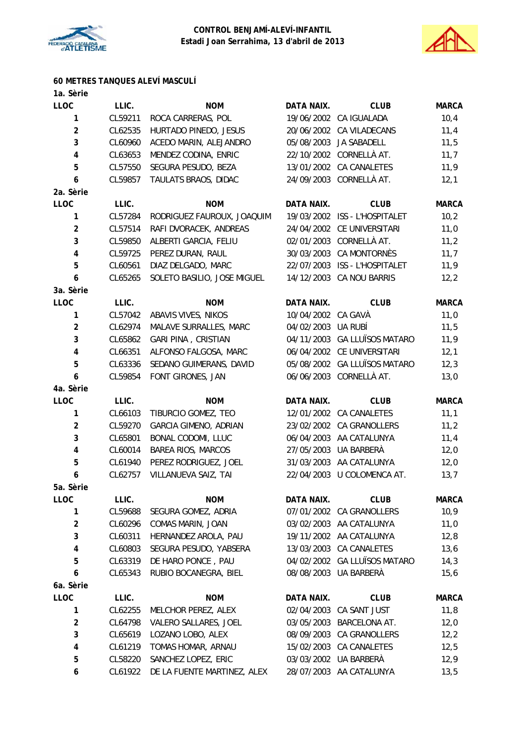**CONTROL BENJAMÍ-ALEVÍ-INFANTIL**
**Estadi Joan Serrahima, 13 d'abril de 2013**

## 60 METRES TANQUES ALEVÍ MASCULÍ

### 1a. Sèrie

| LLOC | LLIC. | NOM | DATA NAIX. | CLUB | MARCA |
|---|---|---|---|---|---|
| 1 | CL59211 | ROCA CARRERAS, POL | 19/06/2002 | CA IGUALADA | 10,4 |
| 2 | CL62535 | HURTADO PINEDO, JESUS | 20/06/2002 | CA VILADECANS | 11,4 |
| 3 | CL60960 | ACEDO MARIN, ALEJANDRO | 05/08/2003 | JA SABADELL | 11,5 |
| 4 | CL63653 | MENDEZ CODINA, ENRIC | 22/10/2002 | CORNELLÀ AT. | 11,7 |
| 5 | CL57550 | SEGURA PESUDO, BEZA | 13/01/2002 | CA CANALETES | 11,9 |
| 6 | CL59857 | TAULATS BRAOS, DIDAC | 24/09/2003 | CORNELLÀ AT. | 12,1 |

### 2a. Sèrie

| LLOC | LLIC. | NOM | DATA NAIX. | CLUB | MARCA |
|---|---|---|---|---|---|
| 1 | CL57284 | RODRIGUEZ FAUROUX, JOAQUIM | 19/03/2002 | ISS - L'HOSPITALET | 10,2 |
| 2 | CL57514 | RAFI DVORACEK, ANDREAS | 24/04/2002 | CE UNIVERSITARI | 11,0 |
| 3 | CL59850 | ALBERTI GARCIA, FELIU | 02/01/2003 | CORNELLÀ AT. | 11,2 |
| 4 | CL59725 | PEREZ DURAN, RAUL | 30/03/2003 | CA MONTORNÈS | 11,7 |
| 5 | CL60561 | DIAZ DELGADO, MARC | 22/07/2003 | ISS - L'HOSPITALET | 11,9 |
| 6 | CL65265 | SOLETO BASILIO, JOSE MIGUEL | 14/12/2003 | CA NOU BARRIS | 12,2 |

### 3a. Sèrie

| LLOC | LLIC. | NOM | DATA NAIX. | CLUB | MARCA |
|---|---|---|---|---|---|
| 1 | CL57042 | ABAVIS VIVES, NIKOS | 10/04/2002 | CA GAVÀ | 11,0 |
| 2 | CL62974 | MALAVE SURRALLES, MARC | 04/02/2003 | UA RUBÍ | 11,5 |
| 3 | CL65862 | GARI PINA , CRISTIAN | 04/11/2003 | GA LLUÏSOS MATARO | 11,9 |
| 4 | CL66351 | ALFONSO FALGOSA, MARC | 06/04/2002 | CE UNIVERSITARI | 12,1 |
| 5 | CL63336 | SEDANO GUIMERANS, DAVID | 05/08/2002 | GA LLUÏSOS MATARO | 12,3 |
| 6 | CL59854 | FONT GIRONES, JAN | 06/06/2003 | CORNELLÀ AT. | 13,0 |

### 4a. Sèrie

| LLOC | LLIC. | NOM | DATA NAIX. | CLUB | MARCA |
|---|---|---|---|---|---|
| 1 | CL66103 | TIBURCIO GOMEZ, TEO | 12/01/2002 | CA CANALETES | 11,1 |
| 2 | CL59270 | GARCIA GIMENO, ADRIAN | 23/02/2002 | CA GRANOLLERS | 11,2 |
| 3 | CL65801 | BONAL CODOMI, LLUC | 06/04/2003 | AA CATALUNYA | 11,4 |
| 4 | CL60014 | BAREA RIOS, MARCOS | 27/05/2003 | UA BARBERÀ | 12,0 |
| 5 | CL61940 | PEREZ RODRIGUEZ, JOEL | 31/03/2003 | AA CATALUNYA | 12,0 |
| 6 | CL62757 | VILLANUEVA SAIZ, TAI | 22/04/2003 | U COLOMENCA AT. | 13,7 |

### 5a. Sèrie

| LLOC | LLIC. | NOM | DATA NAIX. | CLUB | MARCA |
|---|---|---|---|---|---|
| 1 | CL59688 | SEGURA GOMEZ, ADRIA | 07/01/2002 | CA GRANOLLERS | 10,9 |
| 2 | CL60296 | COMAS MARIN, JOAN | 03/02/2003 | AA CATALUNYA | 11,0 |
| 3 | CL60311 | HERNANDEZ AROLA, PAU | 19/11/2002 | AA CATALUNYA | 12,8 |
| 4 | CL60803 | SEGURA PESUDO, YABSERA | 13/03/2003 | CA CANALETES | 13,6 |
| 5 | CL63319 | DE HARO PONCE , PAU | 04/02/2002 | GA LLUÏSOS MATARO | 14,3 |
| 6 | CL65343 | RUBIO BOCANEGRA, BIEL | 08/08/2003 | UA BARBERÀ | 15,6 |

### 6a. Sèrie

| LLOC | LLIC. | NOM | DATA NAIX. | CLUB | MARCA |
|---|---|---|---|---|---|
| 1 | CL62255 | MELCHOR PEREZ, ALEX | 02/04/2003 | CA SANT JUST | 11,8 |
| 2 | CL64798 | VALERO SALLARES, JOEL | 03/05/2003 | BARCELONA AT. | 12,0 |
| 3 | CL65619 | LOZANO LOBO, ALEX | 08/09/2003 | CA GRANOLLERS | 12,2 |
| 4 | CL61219 | TOMAS HOMAR, ARNAU | 15/02/2003 | CA CANALETES | 12,5 |
| 5 | CL58220 | SANCHEZ LOPEZ, ERIC | 03/03/2002 | UA BARBERÀ | 12,9 |
| 6 | CL61922 | DE LA FUENTE MARTINEZ, ALEX | 28/07/2003 | AA CATALUNYA | 13,5 |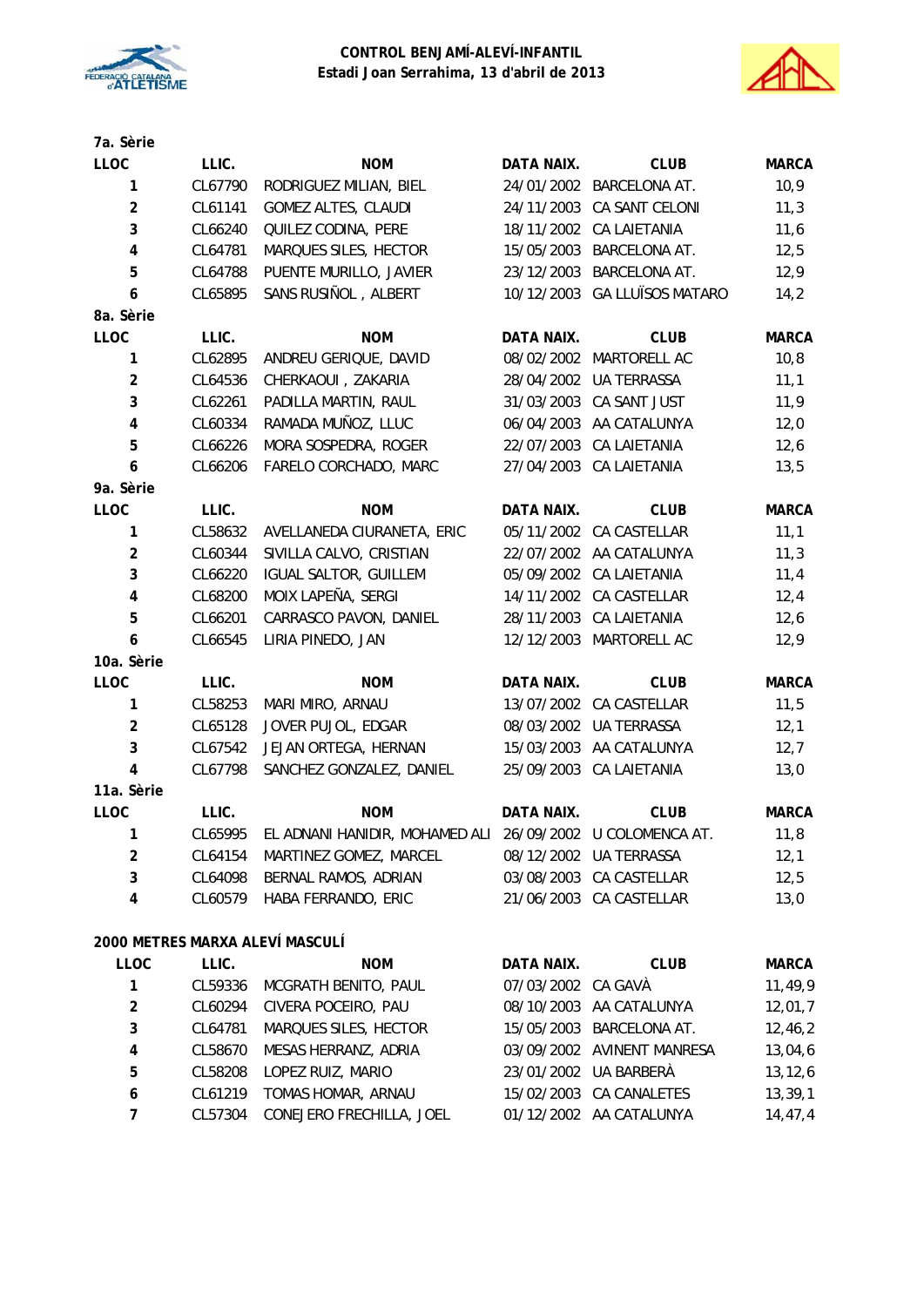**CONTROL BENJAMÍ-ALEVÍ-INFANTIL**
**Estadi Joan Serrahima, 13 d'abril de 2013**

**7a. Sèrie**

| LLOC | LLIC. | NOM | DATA NAIX. | CLUB | MARCA |
|---|---|---|---|---|---|
| 1 | CL67790 | RODRIGUEZ MILIAN, BIEL | 24/01/2002 | BARCELONA AT. | 10,9 |
| 2 | CL61141 | GOMEZ ALTES, CLAUDI | 24/11/2003 | CA SANT CELONI | 11,3 |
| 3 | CL66240 | QUILEZ CODINA, PERE | 18/11/2002 | CA LAIETANIA | 11,6 |
| 4 | CL64781 | MARQUES SILES, HECTOR | 15/05/2003 | BARCELONA AT. | 12,5 |
| 5 | CL64788 | PUENTE MURILLO, JAVIER | 23/12/2003 | BARCELONA AT. | 12,9 |
| 6 | CL65895 | SANS RUSIÑOL , ALBERT | 10/12/2003 | GA LLUÏSOS MATARO | 14,2 |

**8a. Sèrie**

| LLOC | LLIC. | NOM | DATA NAIX. | CLUB | MARCA |
|---|---|---|---|---|---|
| 1 | CL62895 | ANDREU GERIQUE, DAVID | 08/02/2002 | MARTORELL AC | 10,8 |
| 2 | CL64536 | CHERKAOUI , ZAKARIA | 28/04/2002 | UA TERRASSA | 11,1 |
| 3 | CL62261 | PADILLA MARTIN, RAUL | 31/03/2003 | CA SANT JUST | 11,9 |
| 4 | CL60334 | RAMADA MUÑOZ, LLUC | 06/04/2003 | AA CATALUNYA | 12,0 |
| 5 | CL66226 | MORA SOSPEDRA, ROGER | 22/07/2003 | CA LAIETANIA | 12,6 |
| 6 | CL66206 | FARELO CORCHADO, MARC | 27/04/2003 | CA LAIETANIA | 13,5 |

**9a. Sèrie**

| LLOC | LLIC. | NOM | DATA NAIX. | CLUB | MARCA |
|---|---|---|---|---|---|
| 1 | CL58632 | AVELLANEDA CIURANETA, ERIC | 05/11/2002 | CA CASTELLAR | 11,1 |
| 2 | CL60344 | SIVILLA CALVO, CRISTIAN | 22/07/2002 | AA CATALUNYA | 11,3 |
| 3 | CL66220 | IGUAL SALTOR, GUILLEM | 05/09/2002 | CA LAIETANIA | 11,4 |
| 4 | CL68200 | MOIX LAPEÑA, SERGI | 14/11/2002 | CA CASTELLAR | 12,4 |
| 5 | CL66201 | CARRASCO PAVON, DANIEL | 28/11/2003 | CA LAIETANIA | 12,6 |
| 6 | CL66545 | LIRIA PINEDO, JAN | 12/12/2003 | MARTORELL AC | 12,9 |

**10a. Sèrie**

| LLOC | LLIC. | NOM | DATA NAIX. | CLUB | MARCA |
|---|---|---|---|---|---|
| 1 | CL58253 | MARI MIRO, ARNAU | 13/07/2002 | CA CASTELLAR | 11,5 |
| 2 | CL65128 | JOVER PUJOL, EDGAR | 08/03/2002 | UA TERRASSA | 12,1 |
| 3 | CL67542 | JEJAN ORTEGA, HERNAN | 15/03/2003 | AA CATALUNYA | 12,7 |
| 4 | CL67798 | SANCHEZ GONZALEZ, DANIEL | 25/09/2003 | CA LAIETANIA | 13,0 |

**11a. Sèrie**

| LLOC | LLIC. | NOM | DATA NAIX. | CLUB | MARCA |
|---|---|---|---|---|---|
| 1 | CL65995 | EL ADNANI HANIDIR, MOHAMED ALI | 26/09/2002 | U COLOMENCA AT. | 11,8 |
| 2 | CL64154 | MARTINEZ GOMEZ, MARCEL | 08/12/2002 | UA TERRASSA | 12,1 |
| 3 | CL64098 | BERNAL RAMOS, ADRIAN | 03/08/2003 | CA CASTELLAR | 12,5 |
| 4 | CL60579 | HABA FERRANDO, ERIC | 21/06/2003 | CA CASTELLAR | 13,0 |

**2000 METRES MARXA ALEVÍ MASCULÍ**

| LLOC | LLIC. | NOM | DATA NAIX. | CLUB | MARCA |
|---|---|---|---|---|---|
| 1 | CL59336 | MCGRATH BENITO, PAUL | 07/03/2002 | CA GAVÀ | 11,49,9 |
| 2 | CL60294 | CIVERA POCEIRO, PAU | 08/10/2003 | AA CATALUNYA | 12,01,7 |
| 3 | CL64781 | MARQUES SILES, HECTOR | 15/05/2003 | BARCELONA AT. | 12,46,2 |
| 4 | CL58670 | MESAS HERRANZ, ADRIA | 03/09/2002 | AVINENT MANRESA | 13,04,6 |
| 5 | CL58208 | LOPEZ RUIZ, MARIO | 23/01/2002 | UA BARBERÀ | 13,12,6 |
| 6 | CL61219 | TOMAS HOMAR, ARNAU | 15/02/2003 | CA CANALETES | 13,39,1 |
| 7 | CL57304 | CONEJERO FRECHILLA, JOEL | 01/12/2002 | AA CATALUNYA | 14,47,4 |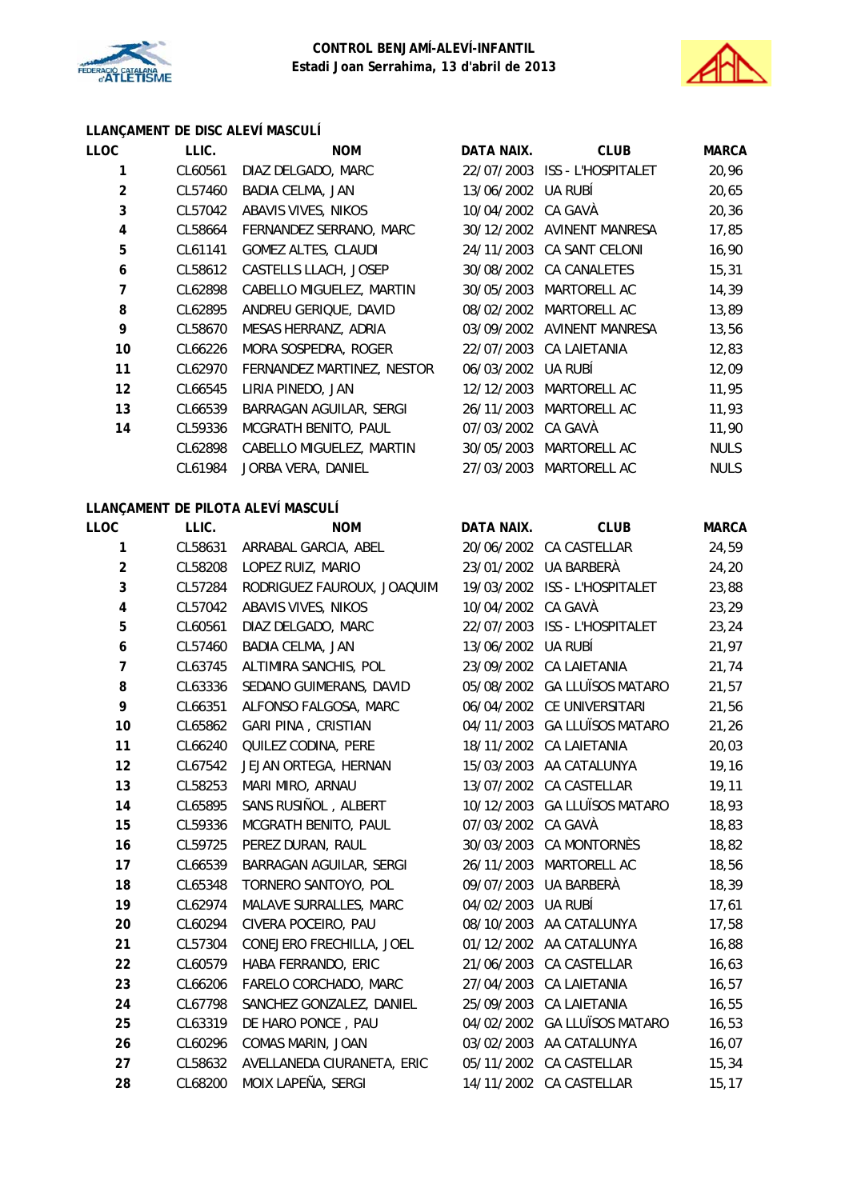**LLANÇAMENT DE DISC ALEVÍ MASCULÍ**

| LLOC | LLIC. | NOM | DATA NAIX. | CLUB | MARCA |
|---|---|---|---|---|---|
| 1 | CL60561 | DIAZ DELGADO, MARC | 22/07/2003 | ISS - L'HOSPITALET | 20,96 |
| 2 | CL57460 | BADIA CELMA, JAN | 13/06/2002 | UA RUBÍ | 20,65 |
| 3 | CL57042 | ABAVIS VIVES, NIKOS | 10/04/2002 | CA GAVÀ | 20,36 |
| 4 | CL58664 | FERNANDEZ SERRANO, MARC | 30/12/2002 | AVINENT MANRESA | 17,85 |
| 5 | CL61141 | GOMEZ ALTES, CLAUDI | 24/11/2003 | CA SANT CELONI | 16,90 |
| 6 | CL58612 | CASTELLS LLACH, JOSEP | 30/08/2002 | CA CANALETES | 15,31 |
| 7 | CL62898 | CABELLO MIGUELEZ, MARTIN | 30/05/2003 | MARTORELL AC | 14,39 |
| 8 | CL62895 | ANDREU GERIQUE, DAVID | 08/02/2002 | MARTORELL AC | 13,89 |
| 9 | CL58670 | MESAS HERRANZ, ADRIA | 03/09/2002 | AVINENT MANRESA | 13,56 |
| 10 | CL66226 | MORA SOSPEDRA, ROGER | 22/07/2003 | CA LAIETANIA | 12,83 |
| 11 | CL62970 | FERNANDEZ MARTINEZ, NESTOR | 06/03/2002 | UA RUBÍ | 12,09 |
| 12 | CL66545 | LIRIA PINEDO, JAN | 12/12/2003 | MARTORELL AC | 11,95 |
| 13 | CL66539 | BARRAGAN AGUILAR, SERGI | 26/11/2003 | MARTORELL AC | 11,93 |
| 14 | CL59336 | MCGRATH BENITO, PAUL | 07/03/2002 | CA GAVÀ | 11,90 |
|  | CL62898 | CABELLO MIGUELEZ, MARTIN | 30/05/2003 | MARTORELL AC | NULS |
|  | CL61984 | JORBA VERA, DANIEL | 27/03/2003 | MARTORELL AC | NULS |

**LLANÇAMENT DE PILOTA ALEVÍ MASCULÍ**

| LLOC | LLIC. | NOM | DATA NAIX. | CLUB | MARCA |
|---|---|---|---|---|---|
| 1 | CL58631 | ARRABAL GARCIA, ABEL | 20/06/2002 | CA CASTELLAR | 24,59 |
| 2 | CL58208 | LOPEZ RUIZ, MARIO | 23/01/2002 | UA BARBERÀ | 24,20 |
| 3 | CL57284 | RODRIGUEZ FAUROUX, JOAQUIM | 19/03/2002 | ISS - L'HOSPITALET | 23,88 |
| 4 | CL57042 | ABAVIS VIVES, NIKOS | 10/04/2002 | CA GAVÀ | 23,29 |
| 5 | CL60561 | DIAZ DELGADO, MARC | 22/07/2003 | ISS - L'HOSPITALET | 23,24 |
| 6 | CL57460 | BADIA CELMA, JAN | 13/06/2002 | UA RUBÍ | 21,97 |
| 7 | CL63745 | ALTIMIRA SANCHIS, POL | 23/09/2002 | CA LAIETANIA | 21,74 |
| 8 | CL63336 | SEDANO GUIMERANS, DAVID | 05/08/2002 | GA LLUÏSOS MATARO | 21,57 |
| 9 | CL66351 | ALFONSO FALGOSA, MARC | 06/04/2002 | CE UNIVERSITARI | 21,56 |
| 10 | CL65862 | GARI PINA , CRISTIAN | 04/11/2003 | GA LLUÏSOS MATARO | 21,26 |
| 11 | CL66240 | QUILEZ CODINA, PERE | 18/11/2002 | CA LAIETANIA | 20,03 |
| 12 | CL67542 | JEJAN ORTEGA, HERNAN | 15/03/2003 | AA CATALUNYA | 19,16 |
| 13 | CL58253 | MARI MIRO, ARNAU | 13/07/2002 | CA CASTELLAR | 19,11 |
| 14 | CL65895 | SANS RUSIÑOL , ALBERT | 10/12/2003 | GA LLUÏSOS MATARO | 18,93 |
| 15 | CL59336 | MCGRATH BENITO, PAUL | 07/03/2002 | CA GAVÀ | 18,83 |
| 16 | CL59725 | PEREZ DURAN, RAUL | 30/03/2003 | CA MONTORNÈS | 18,82 |
| 17 | CL66539 | BARRAGAN AGUILAR, SERGI | 26/11/2003 | MARTORELL AC | 18,56 |
| 18 | CL65348 | TORNERO SANTOYO, POL | 09/07/2003 | UA BARBERÀ | 18,39 |
| 19 | CL62974 | MALAVE SURRALLES, MARC | 04/02/2003 | UA RUBÍ | 17,61 |
| 20 | CL60294 | CIVERA POCEIRO, PAU | 08/10/2003 | AA CATALUNYA | 17,58 |
| 21 | CL57304 | CONEJERO FRECHILLA, JOEL | 01/12/2002 | AA CATALUNYA | 16,88 |
| 22 | CL60579 | HABA FERRANDO, ERIC | 21/06/2003 | CA CASTELLAR | 16,63 |
| 23 | CL66206 | FARELO CORCHADO, MARC | 27/04/2003 | CA LAIETANIA | 16,57 |
| 24 | CL67798 | SANCHEZ GONZALEZ, DANIEL | 25/09/2003 | CA LAIETANIA | 16,55 |
| 25 | CL63319 | DE HARO PONCE , PAU | 04/02/2002 | GA LLUÏSOS MATARO | 16,53 |
| 26 | CL60296 | COMAS MARIN, JOAN | 03/02/2003 | AA CATALUNYA | 16,07 |
| 27 | CL58632 | AVELLANEDA CIURANETA, ERIC | 05/11/2002 | CA CASTELLAR | 15,34 |
| 28 | CL68200 | MOIX LAPEÑA, SERGI | 14/11/2002 | CA CASTELLAR | 15,17 |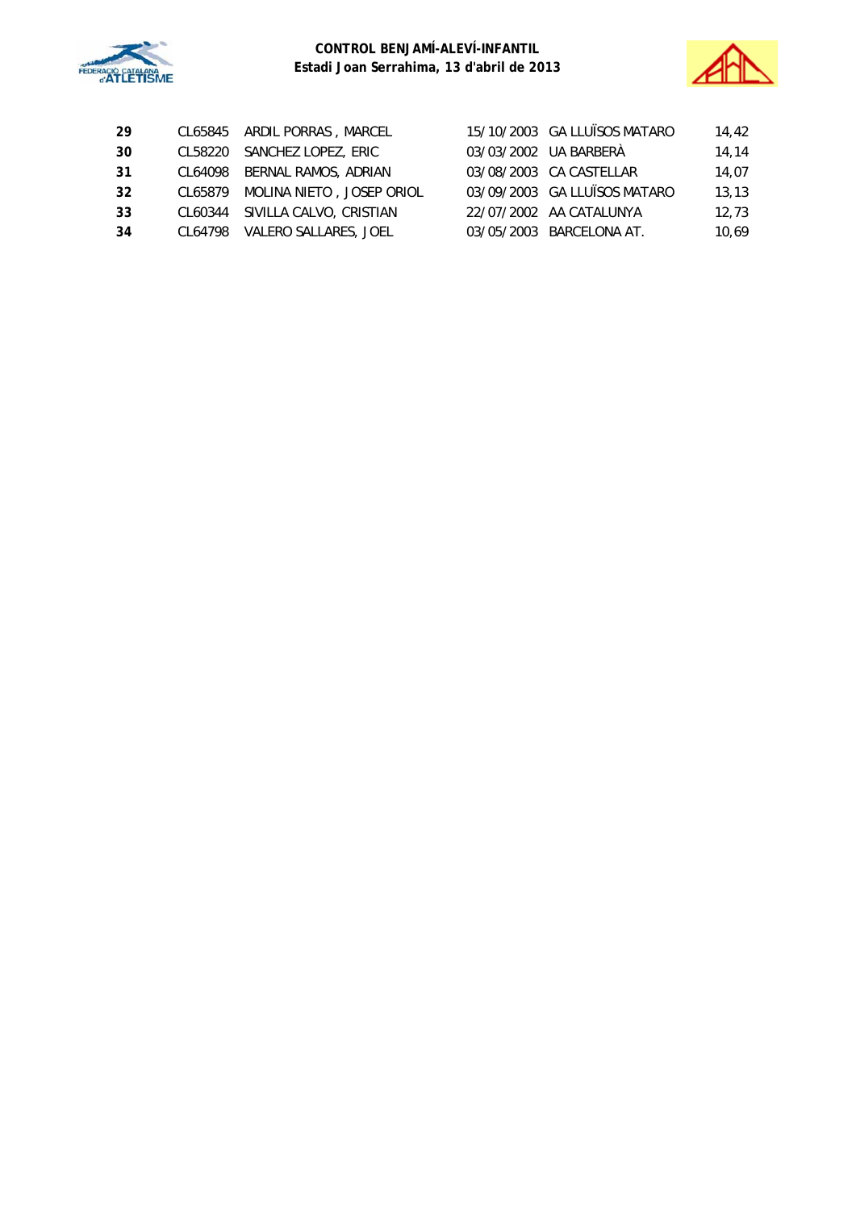| 29 | CL65845 | ARDIL PORRAS , MARCEL | 15/10/2003 | GA LLUÏSOS MATARO | 14,42 |
|---|---|---|---|---|---|
| 30 | CL58220 | SANCHEZ LOPEZ, ERIC | 03/03/2002 | UA BARBERÀ | 14,14 |
| 31 | CL64098 | BERNAL RAMOS, ADRIAN | 03/08/2003 | CA CASTELLAR | 14,07 |
| 32 | CL65879 | MOLINA NIETO , JOSEP ORIOL | 03/09/2003 | GA LLUÏSOS MATARO | 13,13 |
| 33 | CL60344 | SIVILLA CALVO, CRISTIAN | 22/07/2002 | AA CATALUNYA | 12,73 |
| 34 | CL64798 | VALERO SALLARES, JOEL | 03/05/2003 | BARCELONA AT. | 10,69 |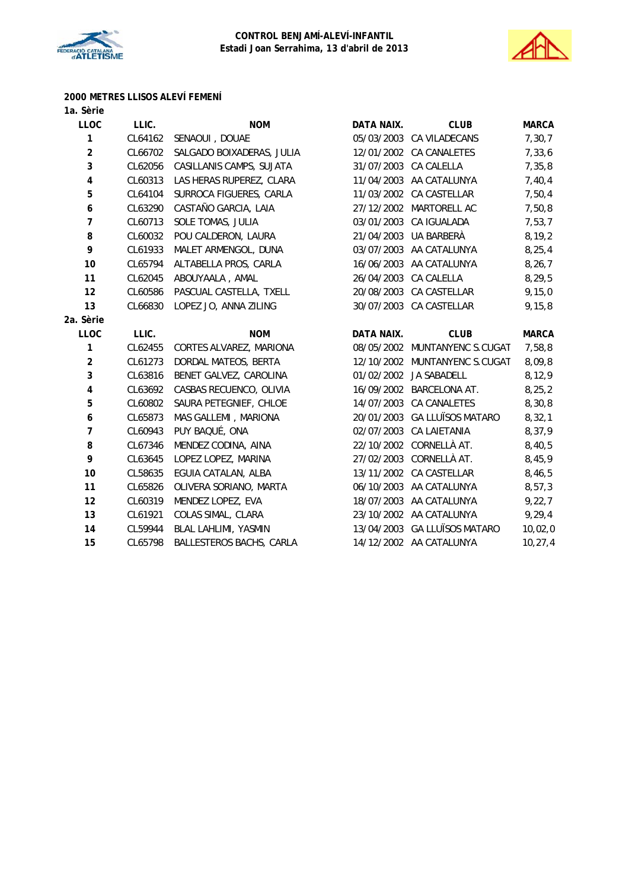**CONTROL BENJAMÍ-ALEVÍ-INFANTIL**
**Estadi Joan Serrahima, 13 d'abril de 2013**

## 2000 METRES LLISOS ALEVÍ FEMENÍ

### 1a. Sèrie

| LLOC | LLIC. | NOM | DATA NAIX. | CLUB | MARCA |
|---|---|---|---|---|---|
| 1 | CL64162 | SENAOUI , DOUAE | 05/03/2003 | CA VILADECANS | 7,30,7 |
| 2 | CL66702 | SALGADO BOIXADERAS, JULIA | 12/01/2002 | CA CANALETES | 7,33,6 |
| 3 | CL62056 | CASILLANIS CAMPS, SUJATA | 31/07/2003 | CA CALELLA | 7,35,8 |
| 4 | CL60313 | LAS HERAS RUPEREZ, CLARA | 11/04/2003 | AA CATALUNYA | 7,40,4 |
| 5 | CL64104 | SURROCA FIGUERES, CARLA | 11/03/2002 | CA CASTELLAR | 7,50,4 |
| 6 | CL63290 | CASTAÑO GARCIA, LAIA | 27/12/2002 | MARTORELL AC | 7,50,8 |
| 7 | CL60713 | SOLE TOMAS, JULIA | 03/01/2003 | CA IGUALADA | 7,53,7 |
| 8 | CL60032 | POU CALDERON, LAURA | 21/04/2003 | UA BARBERÀ | 8,19,2 |
| 9 | CL61933 | MALET ARMENGOL, DUNA | 03/07/2003 | AA CATALUNYA | 8,25,4 |
| 10 | CL65794 | ALTABELLA PROS, CARLA | 16/06/2003 | AA CATALUNYA | 8,26,7 |
| 11 | CL62045 | ABOUYAALA , AMAL | 26/04/2003 | CA CALELLA | 8,29,5 |
| 12 | CL60586 | PASCUAL CASTELLA, TXELL | 20/08/2003 | CA CASTELLAR | 9,15,0 |
| 13 | CL66830 | LOPEZ JO, ANNA ZILING | 30/07/2003 | CA CASTELLAR | 9,15,8 |

### 2a. Sèrie

| LLOC | LLIC. | NOM | DATA NAIX. | CLUB | MARCA |
|---|---|---|---|---|---|
| 1 | CL62455 | CORTES ALVAREZ, MARIONA | 08/05/2002 | MUNTANYENC S.CUGAT | 7,58,8 |
| 2 | CL61273 | DORDAL MATEOS, BERTA | 12/10/2002 | MUNTANYENC S.CUGAT | 8,09,8 |
| 3 | CL63816 | BENET GALVEZ, CAROLINA | 01/02/2002 | JA SABADELL | 8,12,9 |
| 4 | CL63692 | CASBAS RECUENCO, OLIVIA | 16/09/2002 | BARCELONA AT. | 8,25,2 |
| 5 | CL60802 | SAURA PETEGNIEF, CHLOE | 14/07/2003 | CA CANALETES | 8,30,8 |
| 6 | CL65873 | MAS GALLEMI , MARIONA | 20/01/2003 | GA LLUÏSOS MATARO | 8,32,1 |
| 7 | CL60943 | PUY BAQUÉ, ONA | 02/07/2003 | CA LAIETANIA | 8,37,9 |
| 8 | CL67346 | MENDEZ CODINA, AINA | 22/10/2002 | CORNELLÀ AT. | 8,40,5 |
| 9 | CL63645 | LOPEZ LOPEZ, MARINA | 27/02/2003 | CORNELLÀ AT. | 8,45,9 |
| 10 | CL58635 | EGUIA CATALAN, ALBA | 13/11/2002 | CA CASTELLAR | 8,46,5 |
| 11 | CL65826 | OLIVERA SORIANO, MARTA | 06/10/2003 | AA CATALUNYA | 8,57,3 |
| 12 | CL60319 | MENDEZ LOPEZ, EVA | 18/07/2003 | AA CATALUNYA | 9,22,7 |
| 13 | CL61921 | COLAS SIMAL, CLARA | 23/10/2002 | AA CATALUNYA | 9,29,4 |
| 14 | CL59944 | BLAL LAHLIMI, YASMIN | 13/04/2003 | GA LLUÏSOS MATARO | 10,02,0 |
| 15 | CL65798 | BALLESTEROS BACHS, CARLA | 14/12/2002 | AA CATALUNYA | 10,27,4 |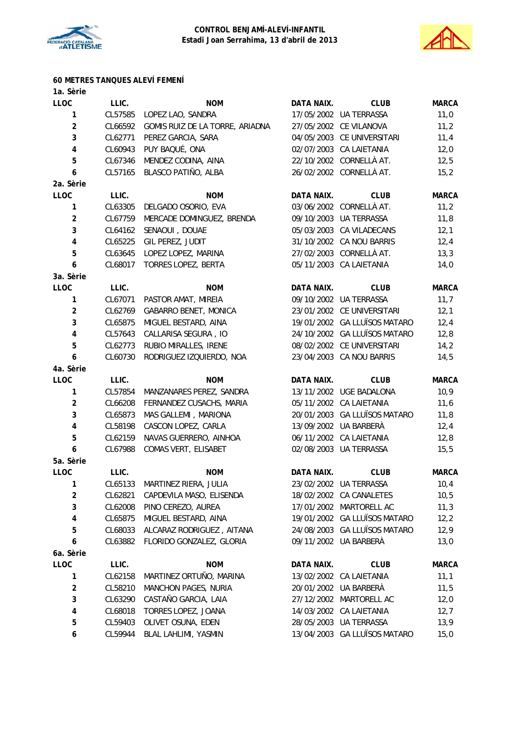**CONTROL BENJAMÍ-ALEVÍ-INFANTIL**
**Estadi Joan Serrahima, 13 d'abril de 2013**

## 60 METRES TANQUES ALEVÍ FEMENÍ

### 1a. Sèrie

| LLOC | LLIC. | NOM | DATA NAIX. | CLUB | MARCA |
|---|---|---|---|---|---|
| 1 | CL57585 | LOPEZ LAO, SANDRA | 17/05/2002 | UA TERRASSA | 11,0 |
| 2 | CL66592 | GOMIS RUIZ DE LA TORRE, ARIADNA | 27/05/2002 | CE VILANOVA | 11,2 |
| 3 | CL62771 | PEREZ GARCIA, SARA | 04/05/2003 | CE UNIVERSITARI | 11,4 |
| 4 | CL60943 | PUY BAQUÉ, ONA | 02/07/2003 | CA LAIETANIA | 12,0 |
| 5 | CL67346 | MENDEZ CODINA, AINA | 22/10/2002 | CORNELLÀ AT. | 12,5 |
| 6 | CL57165 | BLASCO PATIÑO, ALBA | 26/02/2002 | CORNELLÀ AT. | 15,2 |

### 2a. Sèrie

| LLOC | LLIC. | NOM | DATA NAIX. | CLUB | MARCA |
|---|---|---|---|---|---|
| 1 | CL63305 | DELGADO OSORIO, EVA | 03/06/2002 | CORNELLÀ AT. | 11,2 |
| 2 | CL67759 | MERCADE DOMINGUEZ, BRENDA | 09/10/2003 | UA TERRASSA | 11,8 |
| 3 | CL64162 | SENAOUI , DOUAE | 05/03/2003 | CA VILADECANS | 12,1 |
| 4 | CL65225 | GIL PEREZ, JUDIT | 31/10/2002 | CA NOU BARRIS | 12,4 |
| 5 | CL63645 | LOPEZ LOPEZ, MARINA | 27/02/2003 | CORNELLÀ AT. | 13,3 |
| 6 | CL68017 | TORRES LOPEZ, BERTA | 05/11/2003 | CA LAIETANIA | 14,0 |

### 3a. Sèrie

| LLOC | LLIC. | NOM | DATA NAIX. | CLUB | MARCA |
|---|---|---|---|---|---|
| 1 | CL67071 | PASTOR AMAT, MIREIA | 09/10/2002 | UA TERRASSA | 11,7 |
| 2 | CL62769 | GABARRO BENET, MONICA | 23/01/2002 | CE UNIVERSITARI | 12,1 |
| 3 | CL65875 | MIGUEL BESTARD, AINA | 19/01/2002 | GA LLUÏSOS MATARO | 12,4 |
| 4 | CL57643 | CALLARISA SEGURA , IO | 24/10/2002 | GA LLUÏSOS MATARO | 12,8 |
| 5 | CL62773 | RUBIO MIRALLES, IRENE | 08/02/2002 | CE UNIVERSITARI | 14,2 |
| 6 | CL60730 | RODRIGUEZ IZQUIERDO, NOA | 23/04/2003 | CA NOU BARRIS | 14,5 |

### 4a. Sèrie

| LLOC | LLIC. | NOM | DATA NAIX. | CLUB | MARCA |
|---|---|---|---|---|---|
| 1 | CL57854 | MANZANARES PEREZ, SANDRA | 13/11/2002 | UGE BADALONA | 10,9 |
| 2 | CL66208 | FERNANDEZ CUSACHS, MARIA | 05/11/2002 | CA LAIETANIA | 11,6 |
| 3 | CL65873 | MAS GALLEMI , MARIONA | 20/01/2003 | GA LLUÏSOS MATARO | 11,8 |
| 4 | CL58198 | CASCON LOPEZ, CARLA | 13/09/2002 | UA BARBERÀ | 12,4 |
| 5 | CL62159 | NAVAS GUERRERO, AINHOA | 06/11/2002 | CA LAIETANIA | 12,8 |
| 6 | CL67988 | COMAS VERT, ELISABET | 02/08/2003 | UA TERRASSA | 15,5 |

### 5a. Sèrie

| LLOC | LLIC. | NOM | DATA NAIX. | CLUB | MARCA |
|---|---|---|---|---|---|
| 1 | CL65133 | MARTINEZ RIERA, JULIA | 23/02/2002 | UA TERRASSA | 10,4 |
| 2 | CL62821 | CAPDEVILA MASO, ELISENDA | 18/02/2002 | CA CANALETES | 10,5 |
| 3 | CL62008 | PINO CEREZO, AUREA | 17/01/2002 | MARTORELL AC | 11,3 |
| 4 | CL65875 | MIGUEL BESTARD, AINA | 19/01/2002 | GA LLUÏSOS MATARO | 12,2 |
| 5 | CL68033 | ALCARAZ RODRIGUEZ , AITANA | 24/08/2003 | GA LLUÏSOS MATARO | 12,9 |
| 6 | CL63882 | FLORIDO GONZALEZ, GLORIA | 09/11/2002 | UA BARBERÀ | 13,0 |

### 6a. Sèrie

| LLOC | LLIC. | NOM | DATA NAIX. | CLUB | MARCA |
|---|---|---|---|---|---|
| 1 | CL62158 | MARTINEZ ORTUÑO, MARINA | 13/02/2002 | CA LAIETANIA | 11,1 |
| 2 | CL58210 | MANCHON PAGES, NURIA | 20/01/2002 | UA BARBERÀ | 11,5 |
| 3 | CL63290 | CASTAÑO GARCIA, LAIA | 27/12/2002 | MARTORELL AC | 12,0 |
| 4 | CL68018 | TORRES LOPEZ, JOANA | 14/03/2002 | CA LAIETANIA | 12,7 |
| 5 | CL59403 | OLIVET OSUNA, EDEN | 28/05/2003 | UA TERRASSA | 13,9 |
| 6 | CL59944 | BLAL LAHLIMI, YASMIN | 13/04/2003 | GA LLUÏSOS MATARO | 15,0 |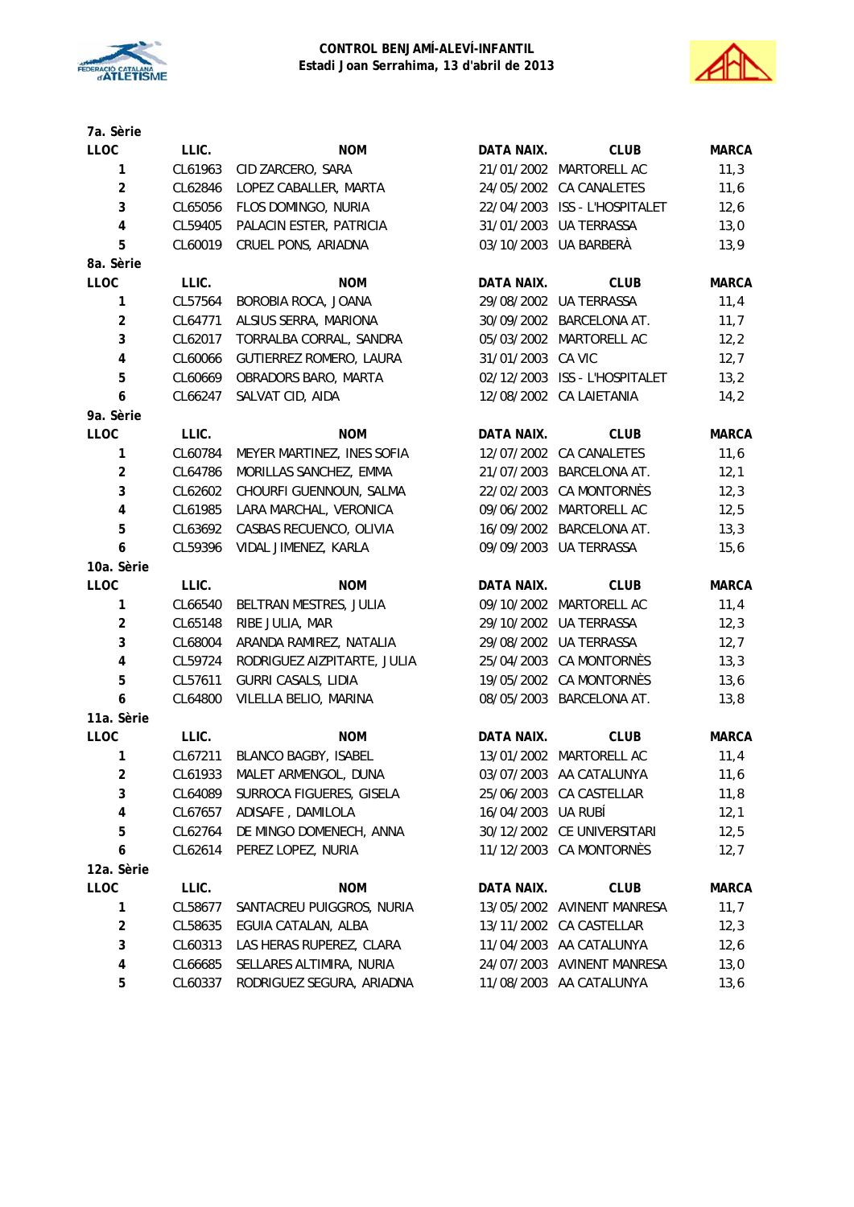**CONTROL BENJAMÍ-ALEVÍ-INFANTIL**
**Estadi Joan Serrahima, 13 d'abril de 2013**

**7a. Sèrie**

| LLOC | LLIC. | NOM | DATA NAIX. | CLUB | MARCA |
|---|---|---|---|---|---|
| 1 | CL61963 | CID ZARCERO, SARA | 21/01/2002 | MARTORELL AC | 11,3 |
| 2 | CL62846 | LOPEZ CABALLER, MARTA | 24/05/2002 | CA CANALETES | 11,6 |
| 3 | CL65056 | FLOS DOMINGO, NURIA | 22/04/2003 | ISS - L'HOSPITALET | 12,6 |
| 4 | CL59405 | PALACIN ESTER, PATRICIA | 31/01/2003 | UA TERRASSA | 13,0 |
| 5 | CL60019 | CRUEL PONS, ARIADNA | 03/10/2003 | UA BARBERÀ | 13,9 |

**8a. Sèrie**

| LLOC | LLIC. | NOM | DATA NAIX. | CLUB | MARCA |
|---|---|---|---|---|---|
| 1 | CL57564 | BOROBIA ROCA, JOANA | 29/08/2002 | UA TERRASSA | 11,4 |
| 2 | CL64771 | ALSIUS SERRA, MARIONA | 30/09/2002 | BARCELONA AT. | 11,7 |
| 3 | CL62017 | TORRALBA CORRAL, SANDRA | 05/03/2002 | MARTORELL AC | 12,2 |
| 4 | CL60066 | GUTIERREZ ROMERO, LAURA | 31/01/2003 | CA VIC | 12,7 |
| 5 | CL60669 | OBRADORS BARO, MARTA | 02/12/2003 | ISS - L'HOSPITALET | 13,2 |
| 6 | CL66247 | SALVAT CID, AIDA | 12/08/2002 | CA LAIETANIA | 14,2 |

**9a. Sèrie**

| LLOC | LLIC. | NOM | DATA NAIX. | CLUB | MARCA |
|---|---|---|---|---|---|
| 1 | CL60784 | MEYER MARTINEZ, INES SOFIA | 12/07/2002 | CA CANALETES | 11,6 |
| 2 | CL64786 | MORILLAS SANCHEZ, EMMA | 21/07/2003 | BARCELONA AT. | 12,1 |
| 3 | CL62602 | CHOURFI GUENNOUN, SALMA | 22/02/2003 | CA MONTORNÈS | 12,3 |
| 4 | CL61985 | LARA MARCHAL, VERONICA | 09/06/2002 | MARTORELL AC | 12,5 |
| 5 | CL63692 | CASBAS RECUENCO, OLIVIA | 16/09/2002 | BARCELONA AT. | 13,3 |
| 6 | CL59396 | VIDAL JIMENEZ, KARLA | 09/09/2003 | UA TERRASSA | 15,6 |

**10a. Sèrie**

| LLOC | LLIC. | NOM | DATA NAIX. | CLUB | MARCA |
|---|---|---|---|---|---|
| 1 | CL66540 | BELTRAN MESTRES, JULIA | 09/10/2002 | MARTORELL AC | 11,4 |
| 2 | CL65148 | RIBE JULIA, MAR | 29/10/2002 | UA TERRASSA | 12,3 |
| 3 | CL68004 | ARANDA RAMIREZ, NATALIA | 29/08/2002 | UA TERRASSA | 12,7 |
| 4 | CL59724 | RODRIGUEZ AIZPITARTE, JULIA | 25/04/2003 | CA MONTORNÈS | 13,3 |
| 5 | CL57611 | GURRI CASALS, LIDIA | 19/05/2002 | CA MONTORNÈS | 13,6 |
| 6 | CL64800 | VILELLA BELIO, MARINA | 08/05/2003 | BARCELONA AT. | 13,8 |

**11a. Sèrie**

| LLOC | LLIC. | NOM | DATA NAIX. | CLUB | MARCA |
|---|---|---|---|---|---|
| 1 | CL67211 | BLANCO BAGBY, ISABEL | 13/01/2002 | MARTORELL AC | 11,4 |
| 2 | CL61933 | MALET ARMENGOL, DUNA | 03/07/2003 | AA CATALUNYA | 11,6 |
| 3 | CL64089 | SURROCA FIGUERES, GISELA | 25/06/2003 | CA CASTELLAR | 11,8 |
| 4 | CL67657 | ADISAFE , DAMILOLA | 16/04/2003 | UA RUBÍ | 12,1 |
| 5 | CL62764 | DE MINGO DOMENECH, ANNA | 30/12/2002 | CE UNIVERSITARI | 12,5 |
| 6 | CL62614 | PEREZ LOPEZ, NURIA | 11/12/2003 | CA MONTORNÈS | 12,7 |

**12a. Sèrie**

| LLOC | LLIC. | NOM | DATA NAIX. | CLUB | MARCA |
|---|---|---|---|---|---|
| 1 | CL58677 | SANTACREU PUIGGROS, NURIA | 13/05/2002 | AVINENT MANRESA | 11,7 |
| 2 | CL58635 | EGUIA CATALAN, ALBA | 13/11/2002 | CA CASTELLAR | 12,3 |
| 3 | CL60313 | LAS HERAS RUPEREZ, CLARA | 11/04/2003 | AA CATALUNYA | 12,6 |
| 4 | CL66685 | SELLARES ALTIMIRA, NURIA | 24/07/2003 | AVINENT MANRESA | 13,0 |
| 5 | CL60337 | RODRIGUEZ SEGURA, ARIADNA | 11/08/2003 | AA CATALUNYA | 13,6 |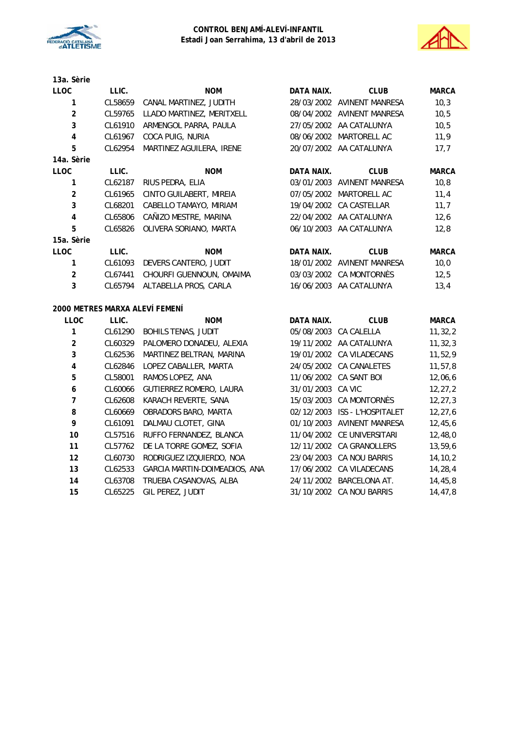**13a. Sèrie**

| LLOC | LLIC. | NOM | DATA NAIX. | CLUB | MARCA |
|---|---|---|---|---|---|
| 1 | CL58659 | CANAL MARTINEZ, JUDITH | 28/03/2002 | AVINENT MANRESA | 10,3 |
| 2 | CL59765 | LLADO MARTINEZ, MERITXELL | 08/04/2002 | AVINENT MANRESA | 10,5 |
| 3 | CL61910 | ARMENGOL PARRA, PAULA | 27/05/2002 | AA CATALUNYA | 10,5 |
| 4 | CL61967 | COCA PUIG, NURIA | 08/06/2002 | MARTORELL AC | 11,9 |
| 5 | CL62954 | MARTINEZ AGUILERA, IRENE | 20/07/2002 | AA CATALUNYA | 17,7 |

**14a. Sèrie**

| LLOC | LLIC. | NOM | DATA NAIX. | CLUB | MARCA |
|---|---|---|---|---|---|
| 1 | CL62187 | RIUS PEDRA, ELIA | 03/01/2003 | AVINENT MANRESA | 10,8 |
| 2 | CL61965 | CINTO GUILABERT, MIREIA | 07/05/2002 | MARTORELL AC | 11,4 |
| 3 | CL68201 | CABELLO TAMAYO, MIRIAM | 19/04/2002 | CA CASTELLAR | 11,7 |
| 4 | CL65806 | CAÑIZO MESTRE, MARINA | 22/04/2002 | AA CATALUNYA | 12,6 |
| 5 | CL65826 | OLIVERA SORIANO, MARTA | 06/10/2003 | AA CATALUNYA | 12,8 |

**15a. Sèrie**

| LLOC | LLIC. | NOM | DATA NAIX. | CLUB | MARCA |
|---|---|---|---|---|---|
| 1 | CL61093 | DEVERS CANTERO, JUDIT | 18/01/2002 | AVINENT MANRESA | 10,0 |
| 2 | CL67441 | CHOURFI GUENNOUN, OMAIMA | 03/03/2002 | CA MONTORNÈS | 12,5 |
| 3 | CL65794 | ALTABELLA PROS, CARLA | 16/06/2003 | AA CATALUNYA | 13,4 |

**2000 METRES MARXA ALEVÍ FEMENÍ**

| LLOC | LLIC. | NOM | DATA NAIX. | CLUB | MARCA |
|---|---|---|---|---|---|
| 1 | CL61290 | BOHILS TENAS, JUDIT | 05/08/2003 | CA CALELLA | 11,32,2 |
| 2 | CL60329 | PALOMERO DONADEU, ALEXIA | 19/11/2002 | AA CATALUNYA | 11,32,3 |
| 3 | CL62536 | MARTINEZ BELTRAN, MARINA | 19/01/2002 | CA VILADECANS | 11,52,9 |
| 4 | CL62846 | LOPEZ CABALLER, MARTA | 24/05/2002 | CA CANALETES | 11,57,8 |
| 5 | CL58001 | RAMOS LOPEZ, ANA | 11/06/2002 | CA SANT BOI | 12,06,6 |
| 6 | CL60066 | GUTIERREZ ROMERO, LAURA | 31/01/2003 | CA VIC | 12,27,2 |
| 7 | CL62608 | KARACH REVERTE, SANA | 15/03/2003 | CA MONTORNÈS | 12,27,3 |
| 8 | CL60669 | OBRADORS BARO, MARTA | 02/12/2003 | ISS - L'HOSPITALET | 12,27,6 |
| 9 | CL61091 | DALMAU CLOTET, GINA | 01/10/2003 | AVINENT MANRESA | 12,45,6 |
| 10 | CL57516 | RUFFO FERNANDEZ, BLANCA | 11/04/2002 | CE UNIVERSITARI | 12,48,0 |
| 11 | CL57762 | DE LA TORRE GOMEZ, SOFIA | 12/11/2002 | CA GRANOLLERS | 13,59,6 |
| 12 | CL60730 | RODRIGUEZ IZQUIERDO, NOA | 23/04/2003 | CA NOU BARRIS | 14,10,2 |
| 13 | CL62533 | GARCIA MARTIN-DOIMEADIOS, ANA | 17/06/2002 | CA VILADECANS | 14,28,4 |
| 14 | CL63708 | TRUEBA CASANOVAS, ALBA | 24/11/2002 | BARCELONA AT. | 14,45,8 |
| 15 | CL65225 | GIL PEREZ, JUDIT | 31/10/2002 | CA NOU BARRIS | 14,47,8 |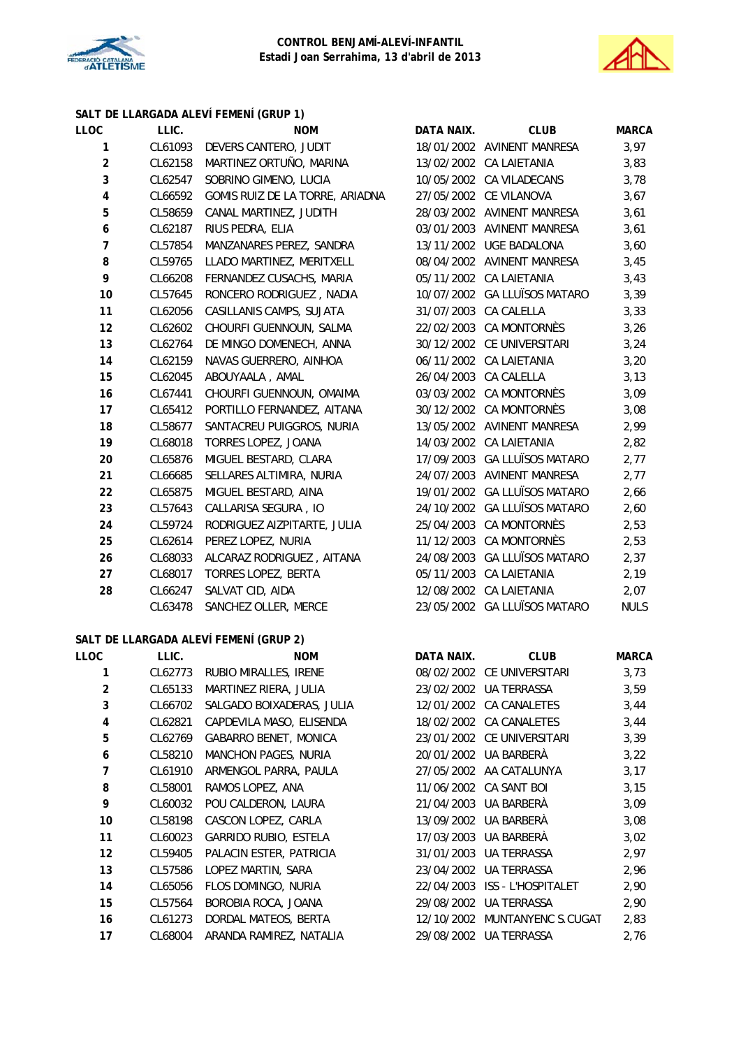**CONTROL BENJAMÍ-ALEVÍ-INFANTIL**
**Estadi Joan Serrahima, 13 d'abril de 2013**

### SALT DE LLARGADA ALEVÍ FEMENÍ (GRUP 1)

| LLOC | LLIC. | NOM | DATA NAIX. | CLUB | MARCA |
|---|---|---|---|---|---|
| 1 | CL61093 | DEVERS CANTERO, JUDIT | 18/01/2002 | AVINENT MANRESA | 3,97 |
| 2 | CL62158 | MARTINEZ ORTUÑO, MARINA | 13/02/2002 | CA LAIETANIA | 3,83 |
| 3 | CL62547 | SOBRINO GIMENO, LUCIA | 10/05/2002 | CA VILADECANS | 3,78 |
| 4 | CL66592 | GOMIS RUIZ DE LA TORRE, ARIADNA | 27/05/2002 | CE VILANOVA | 3,67 |
| 5 | CL58659 | CANAL MARTINEZ, JUDITH | 28/03/2002 | AVINENT MANRESA | 3,61 |
| 6 | CL62187 | RIUS PEDRA, ELIA | 03/01/2003 | AVINENT MANRESA | 3,61 |
| 7 | CL57854 | MANZANARES PEREZ, SANDRA | 13/11/2002 | UGE BADALONA | 3,60 |
| 8 | CL59765 | LLADO MARTINEZ, MERITXELL | 08/04/2002 | AVINENT MANRESA | 3,45 |
| 9 | CL66208 | FERNANDEZ CUSACHS, MARIA | 05/11/2002 | CA LAIETANIA | 3,43 |
| 10 | CL57645 | RONCERO RODRIGUEZ , NADIA | 10/07/2002 | GA LLUÏSOS MATARO | 3,39 |
| 11 | CL62056 | CASILLANIS CAMPS, SUJATA | 31/07/2003 | CA CALELLA | 3,33 |
| 12 | CL62602 | CHOURFI GUENNOUN, SALMA | 22/02/2003 | CA MONTORNÈS | 3,26 |
| 13 | CL62764 | DE MINGO DOMENECH, ANNA | 30/12/2002 | CE UNIVERSITARI | 3,24 |
| 14 | CL62159 | NAVAS GUERRERO, AINHOA | 06/11/2002 | CA LAIETANIA | 3,20 |
| 15 | CL62045 | ABOUYAALA , AMAL | 26/04/2003 | CA CALELLA | 3,13 |
| 16 | CL67441 | CHOURFI GUENNOUN, OMAIMA | 03/03/2002 | CA MONTORNÈS | 3,09 |
| 17 | CL65412 | PORTILLO FERNANDEZ, AITANA | 30/12/2002 | CA MONTORNÈS | 3,08 |
| 18 | CL58677 | SANTACREU PUIGGROS, NURIA | 13/05/2002 | AVINENT MANRESA | 2,99 |
| 19 | CL68018 | TORRES LOPEZ, JOANA | 14/03/2002 | CA LAIETANIA | 2,82 |
| 20 | CL65876 | MIGUEL BESTARD, CLARA | 17/09/2003 | GA LLUÏSOS MATARO | 2,77 |
| 21 | CL66685 | SELLARES ALTIMIRA, NURIA | 24/07/2003 | AVINENT MANRESA | 2,77 |
| 22 | CL65875 | MIGUEL BESTARD, AINA | 19/01/2002 | GA LLUÏSOS MATARO | 2,66 |
| 23 | CL57643 | CALLARISA SEGURA , IO | 24/10/2002 | GA LLUÏSOS MATARO | 2,60 |
| 24 | CL59724 | RODRIGUEZ AIZPITARTE, JULIA | 25/04/2003 | CA MONTORNÈS | 2,53 |
| 25 | CL62614 | PEREZ LOPEZ, NURIA | 11/12/2003 | CA MONTORNÈS | 2,53 |
| 26 | CL68033 | ALCARAZ RODRIGUEZ , AITANA | 24/08/2003 | GA LLUÏSOS MATARO | 2,37 |
| 27 | CL68017 | TORRES LOPEZ, BERTA | 05/11/2003 | CA LAIETANIA | 2,19 |
| 28 | CL66247 | SALVAT CID, AIDA | 12/08/2002 | CA LAIETANIA | 2,07 |
| | CL63478 | SANCHEZ OLLER, MERCE | 23/05/2002 | GA LLUÏSOS MATARO | NULS |

### SALT DE LLARGADA ALEVÍ FEMENÍ (GRUP 2)

| LLOC | LLIC. | NOM | DATA NAIX. | CLUB | MARCA |
|---|---|---|---|---|---|
| 1 | CL62773 | RUBIO MIRALLES, IRENE | 08/02/2002 | CE UNIVERSITARI | 3,73 |
| 2 | CL65133 | MARTINEZ RIERA, JULIA | 23/02/2002 | UA TERRASSA | 3,59 |
| 3 | CL66702 | SALGADO BOIXADERAS, JULIA | 12/01/2002 | CA CANALETES | 3,44 |
| 4 | CL62821 | CAPDEVILA MASO, ELISENDA | 18/02/2002 | CA CANALETES | 3,44 |
| 5 | CL62769 | GABARRO BENET, MONICA | 23/01/2002 | CE UNIVERSITARI | 3,39 |
| 6 | CL58210 | MANCHON PAGES, NURIA | 20/01/2002 | UA BARBERÀ | 3,22 |
| 7 | CL61910 | ARMENGOL PARRA, PAULA | 27/05/2002 | AA CATALUNYA | 3,17 |
| 8 | CL58001 | RAMOS LOPEZ, ANA | 11/06/2002 | CA SANT BOI | 3,15 |
| 9 | CL60032 | POU CALDERON, LAURA | 21/04/2003 | UA BARBERÀ | 3,09 |
| 10 | CL58198 | CASCON LOPEZ, CARLA | 13/09/2002 | UA BARBERÀ | 3,08 |
| 11 | CL60023 | GARRIDO RUBIO, ESTELA | 17/03/2003 | UA BARBERÀ | 3,02 |
| 12 | CL59405 | PALACIN ESTER, PATRICIA | 31/01/2003 | UA TERRASSA | 2,97 |
| 13 | CL57586 | LOPEZ MARTIN, SARA | 23/04/2002 | UA TERRASSA | 2,96 |
| 14 | CL65056 | FLOS DOMINGO, NURIA | 22/04/2003 | ISS - L'HOSPITALET | 2,90 |
| 15 | CL57564 | BOROBIA ROCA, JOANA | 29/08/2002 | UA TERRASSA | 2,90 |
| 16 | CL61273 | DORDAL MATEOS, BERTA | 12/10/2002 | MUNTANYENC S.CUGAT | 2,83 |
| 17 | CL68004 | ARANDA RAMIREZ, NATALIA | 29/08/2002 | UA TERRASSA | 2,76 |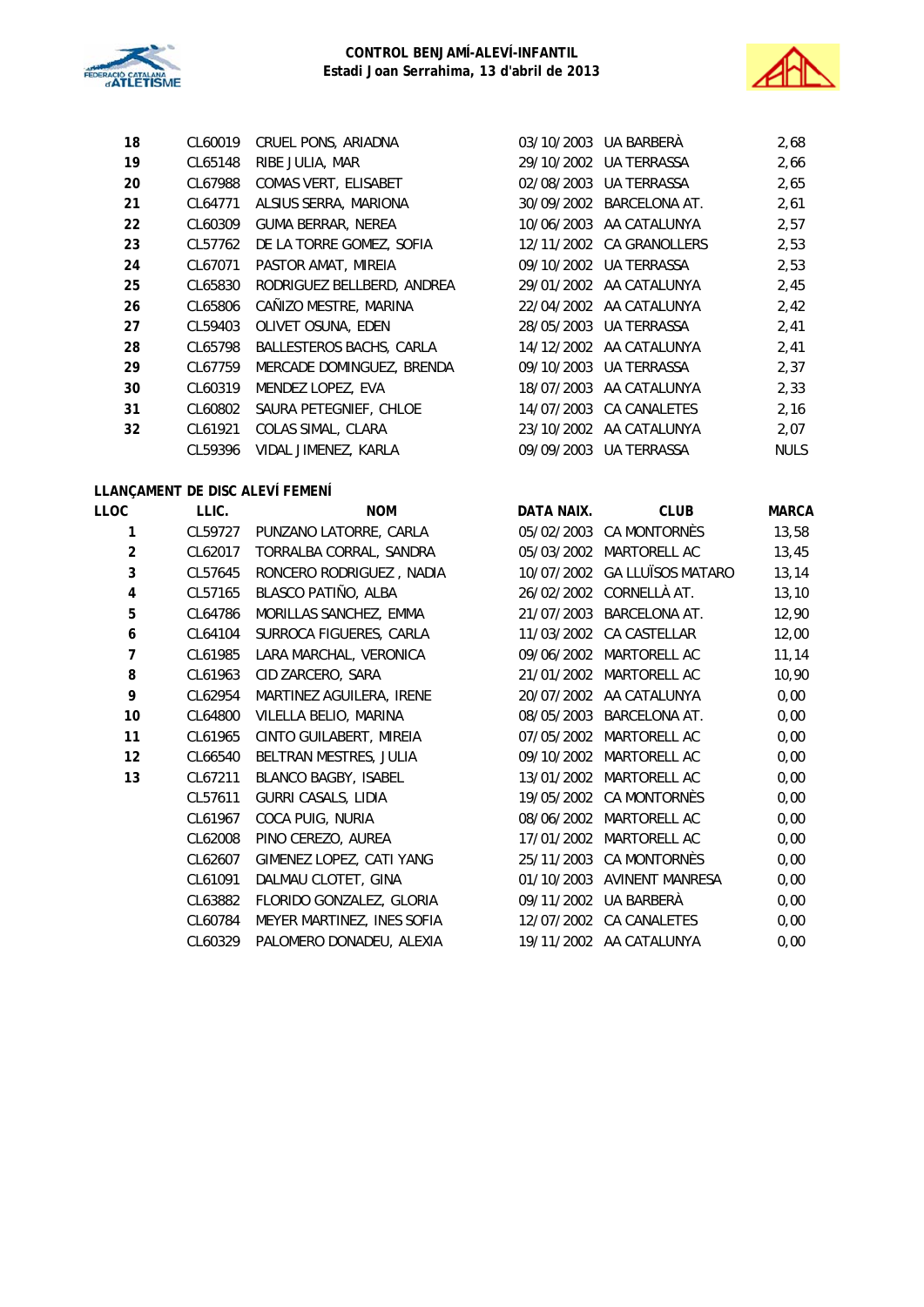| | | | | | |
|---|---|---|---|---|---|
| 18 | CL60019 | CRUEL PONS, ARIADNA | 03/10/2003 | UA BARBERÀ | 2,68 |
| 19 | CL65148 | RIBE JULIA, MAR | 29/10/2002 | UA TERRASSA | 2,66 |
| 20 | CL67988 | COMAS VERT, ELISABET | 02/08/2003 | UA TERRASSA | 2,65 |
| 21 | CL64771 | ALSIUS SERRA, MARIONA | 30/09/2002 | BARCELONA AT. | 2,61 |
| 22 | CL60309 | GUMA BERRAR, NEREA | 10/06/2003 | AA CATALUNYA | 2,57 |
| 23 | CL57762 | DE LA TORRE GOMEZ, SOFIA | 12/11/2002 | CA GRANOLLERS | 2,53 |
| 24 | CL67071 | PASTOR AMAT, MIREIA | 09/10/2002 | UA TERRASSA | 2,53 |
| 25 | CL65830 | RODRIGUEZ BELLBERD, ANDREA | 29/01/2002 | AA CATALUNYA | 2,45 |
| 26 | CL65806 | CAÑIZO MESTRE, MARINA | 22/04/2002 | AA CATALUNYA | 2,42 |
| 27 | CL59403 | OLIVET OSUNA, EDEN | 28/05/2003 | UA TERRASSA | 2,41 |
| 28 | CL65798 | BALLESTEROS BACHS, CARLA | 14/12/2002 | AA CATALUNYA | 2,41 |
| 29 | CL67759 | MERCADE DOMINGUEZ, BRENDA | 09/10/2003 | UA TERRASSA | 2,37 |
| 30 | CL60319 | MENDEZ LOPEZ, EVA | 18/07/2003 | AA CATALUNYA | 2,33 |
| 31 | CL60802 | SAURA PETEGNIEF, CHLOE | 14/07/2003 | CA CANALETES | 2,16 |
| 32 | CL61921 | COLAS SIMAL, CLARA | 23/10/2002 | AA CATALUNYA | 2,07 |
| | CL59396 | VIDAL JIMENEZ, KARLA | 09/09/2003 | UA TERRASSA | NULS |

**LLANÇAMENT DE DISC ALEVÍ FEMENÍ**

| LLOC | LLIC. | NOM | DATA NAIX. | CLUB | MARCA |
|---|---|---|---|---|---|
| 1 | CL59727 | PUNZANO LATORRE, CARLA | 05/02/2003 | CA MONTORNÈS | 13,58 |
| 2 | CL62017 | TORRALBA CORRAL, SANDRA | 05/03/2002 | MARTORELL AC | 13,45 |
| 3 | CL57645 | RONCERO RODRIGUEZ , NADIA | 10/07/2002 | GA LLUÏSOS MATARO | 13,14 |
| 4 | CL57165 | BLASCO PATIÑO, ALBA | 26/02/2002 | CORNELLÀ AT. | 13,10 |
| 5 | CL64786 | MORILLAS SANCHEZ, EMMA | 21/07/2003 | BARCELONA AT. | 12,90 |
| 6 | CL64104 | SURROCA FIGUERES, CARLA | 11/03/2002 | CA CASTELLAR | 12,00 |
| 7 | CL61985 | LARA MARCHAL, VERONICA | 09/06/2002 | MARTORELL AC | 11,14 |
| 8 | CL61963 | CID ZARCERO, SARA | 21/01/2002 | MARTORELL AC | 10,90 |
| 9 | CL62954 | MARTINEZ AGUILERA, IRENE | 20/07/2002 | AA CATALUNYA | 0,00 |
| 10 | CL64800 | VILELLA BELIO, MARINA | 08/05/2003 | BARCELONA AT. | 0,00 |
| 11 | CL61965 | CINTO GUILABERT, MIREIA | 07/05/2002 | MARTORELL AC | 0,00 |
| 12 | CL66540 | BELTRAN MESTRES, JULIA | 09/10/2002 | MARTORELL AC | 0,00 |
| 13 | CL67211 | BLANCO BAGBY, ISABEL | 13/01/2002 | MARTORELL AC | 0,00 |
| | CL57611 | GURRI CASALS, LIDIA | 19/05/2002 | CA MONTORNÈS | 0,00 |
| | CL61967 | COCA PUIG, NURIA | 08/06/2002 | MARTORELL AC | 0,00 |
| | CL62008 | PINO CEREZO, AUREA | 17/01/2002 | MARTORELL AC | 0,00 |
| | CL62607 | GIMENEZ LOPEZ, CATI YANG | 25/11/2003 | CA MONTORNÈS | 0,00 |
| | CL61091 | DALMAU CLOTET, GINA | 01/10/2003 | AVINENT MANRESA | 0,00 |
| | CL63882 | FLORIDO GONZALEZ, GLORIA | 09/11/2002 | UA BARBERÀ | 0,00 |
| | CL60784 | MEYER MARTINEZ, INES SOFIA | 12/07/2002 | CA CANALETES | 0,00 |
| | CL60329 | PALOMERO DONADEU, ALEXIA | 19/11/2002 | AA CATALUNYA | 0,00 |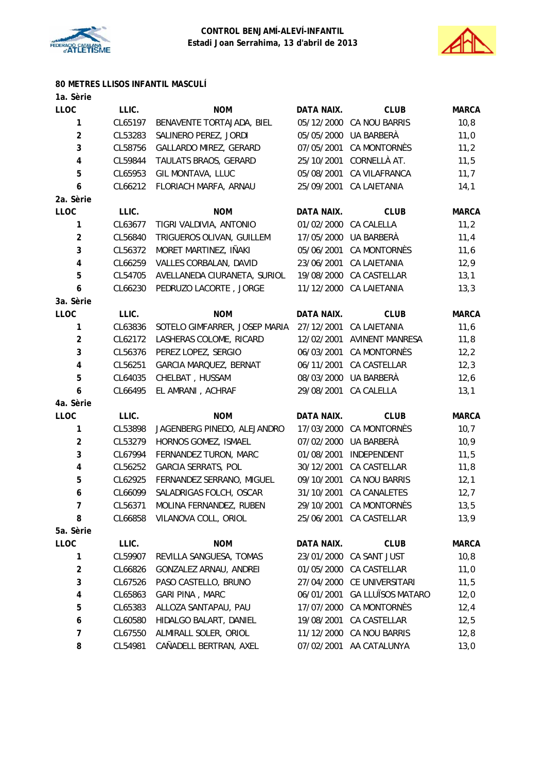# CONTROL BENJAMÍ-ALEVÍ-INFANTIL
## Estadi Joan Serrahima, 13 d'abril de 2013

### 80 METRES LLISOS INFANTIL MASCULÍ

**1a. Sèrie**

| LLOC | LLIC. | NOM | DATA NAIX. | CLUB | MARCA |
|---|---|---|---|---|---|
| 1 | CL65197 | BENAVENTE TORTAJADA, BIEL | 05/12/2000 | CA NOU BARRIS | 10,8 |
| 2 | CL53283 | SALINERO PEREZ, JORDI | 05/05/2000 | UA BARBERÀ | 11,0 |
| 3 | CL58756 | GALLARDO MIREZ, GERARD | 07/05/2001 | CA MONTORNÈS | 11,2 |
| 4 | CL59844 | TAULATS BRAOS, GERARD | 25/10/2001 | CORNELLÀ AT. | 11,5 |
| 5 | CL65953 | GIL MONTAVA, LLUC | 05/08/2001 | CA VILAFRANCA | 11,7 |
| 6 | CL66212 | FLORIACH MARFA, ARNAU | 25/09/2001 | CA LAIETANIA | 14,1 |

**2a. Sèrie**

| LLOC | LLIC. | NOM | DATA NAIX. | CLUB | MARCA |
|---|---|---|---|---|---|
| 1 | CL63677 | TIGRI VALDIVIA, ANTONIO | 01/02/2000 | CA CALELLA | 11,2 |
| 2 | CL56840 | TRIGUEROS OLIVAN, GUILLEM | 17/05/2000 | UA BARBERÀ | 11,4 |
| 3 | CL56372 | MORET MARTINEZ, IÑAKI | 05/06/2001 | CA MONTORNÈS | 11,6 |
| 4 | CL66259 | VALLES CORBALAN, DAVID | 23/06/2001 | CA LAIETANIA | 12,9 |
| 5 | CL54705 | AVELLANEDA CIURANETA, SURIOL | 19/08/2000 | CA CASTELLAR | 13,1 |
| 6 | CL66230 | PEDRUZO LACORTE , JORGE | 11/12/2000 | CA LAIETANIA | 13,3 |

**3a. Sèrie**

| LLOC | LLIC. | NOM | DATA NAIX. | CLUB | MARCA |
|---|---|---|---|---|---|
| 1 | CL63836 | SOTELO GIMFARRER, JOSEP MARIA | 27/12/2001 | CA LAIETANIA | 11,6 |
| 2 | CL62172 | LASHERAS COLOME, RICARD | 12/02/2001 | AVINENT MANRESA | 11,8 |
| 3 | CL56376 | PEREZ LOPEZ, SERGIO | 06/03/2001 | CA MONTORNÈS | 12,2 |
| 4 | CL56251 | GARCIA MARQUEZ, BERNAT | 06/11/2001 | CA CASTELLAR | 12,3 |
| 5 | CL64035 | CHELBAT , HUSSAM | 08/03/2000 | UA BARBERÀ | 12,6 |
| 6 | CL66495 | EL AMRANI , ACHRAF | 29/08/2001 | CA CALELLA | 13,1 |

**4a. Sèrie**

| LLOC | LLIC. | NOM | DATA NAIX. | CLUB | MARCA |
|---|---|---|---|---|---|
| 1 | CL53898 | JAGENBERG PINEDO, ALEJANDRO | 17/03/2000 | CA MONTORNÈS | 10,7 |
| 2 | CL53279 | HORNOS GOMEZ, ISMAEL | 07/02/2000 | UA BARBERÀ | 10,9 |
| 3 | CL67994 | FERNANDEZ TURON, MARC | 01/08/2001 | INDEPENDENT | 11,5 |
| 4 | CL56252 | GARCIA SERRATS, POL | 30/12/2001 | CA CASTELLAR | 11,8 |
| 5 | CL62925 | FERNANDEZ SERRANO, MIGUEL | 09/10/2001 | CA NOU BARRIS | 12,1 |
| 6 | CL66099 | SALADRIGAS FOLCH, OSCAR | 31/10/2001 | CA CANALETES | 12,7 |
| 7 | CL56371 | MOLINA FERNANDEZ, RUBEN | 29/10/2001 | CA MONTORNÈS | 13,5 |
| 8 | CL66858 | VILANOVA COLL, ORIOL | 25/06/2001 | CA CASTELLAR | 13,9 |

**5a. Sèrie**

| LLOC | LLIC. | NOM | DATA NAIX. | CLUB | MARCA |
|---|---|---|---|---|---|
| 1 | CL59907 | REVILLA SANGUESA, TOMAS | 23/01/2000 | CA SANT JUST | 10,8 |
| 2 | CL66826 | GONZALEZ ARNAU, ANDREI | 01/05/2000 | CA CASTELLAR | 11,0 |
| 3 | CL67526 | PASO CASTELLO, BRUNO | 27/04/2000 | CE UNIVERSITARI | 11,5 |
| 4 | CL65863 | GARI PINA , MARC | 06/01/2001 | GA LLUÏSOS MATARO | 12,0 |
| 5 | CL65383 | ALLOZA SANTAPAU, PAU | 17/07/2000 | CA MONTORNÈS | 12,4 |
| 6 | CL60580 | HIDALGO BALART, DANIEL | 19/08/2001 | CA CASTELLAR | 12,5 |
| 7 | CL67550 | ALMIRALL SOLER, ORIOL | 11/12/2000 | CA NOU BARRIS | 12,8 |
| 8 | CL54981 | CAÑADELL BERTRAN, AXEL | 07/02/2001 | AA CATALUNYA | 13,0 |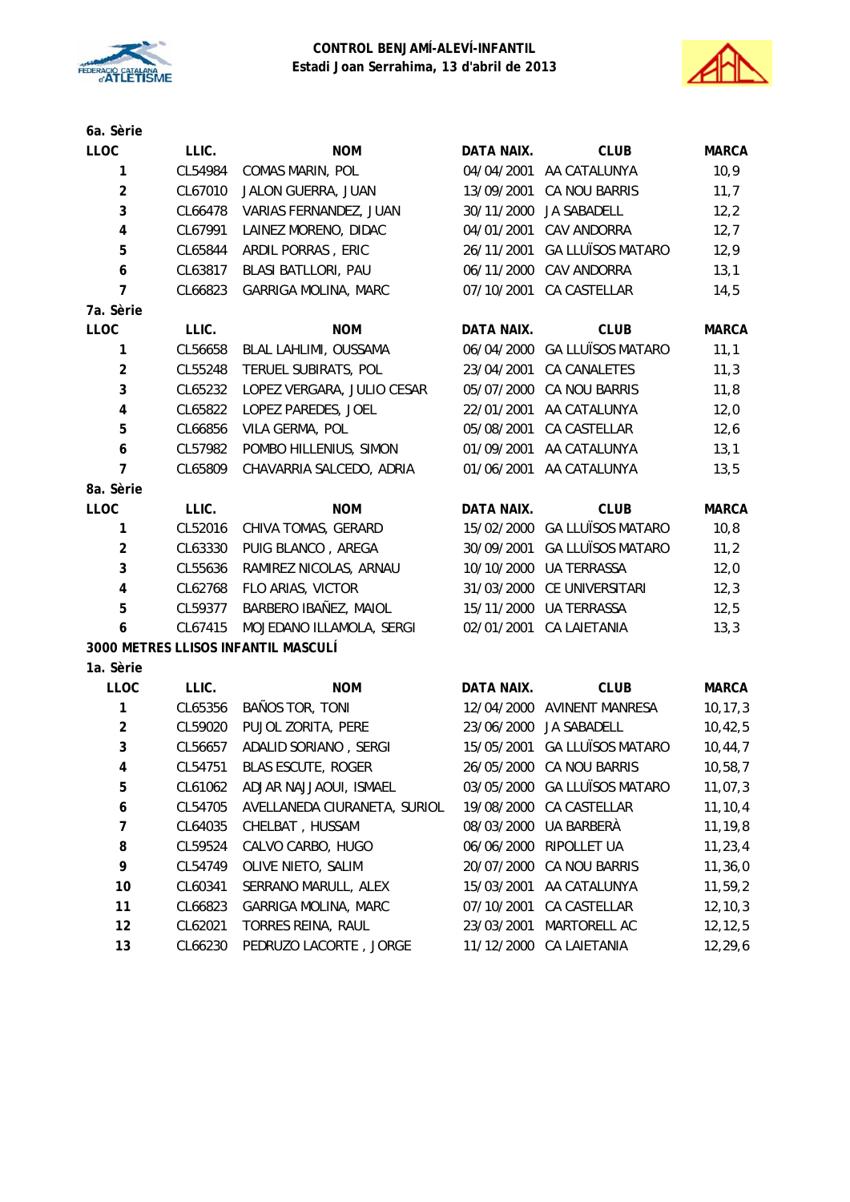# CONTROL BENJAMÍ-ALEVÍ-INFANTIL
**Estadi Joan Serrahima, 13 d'abril de 2013**

**6a. Sèrie**

| LLOC | LLIC. | NOM | DATA NAIX. | CLUB | MARCA |
|---|---|---|---|---|---|
| 1 | CL54984 | COMAS MARIN, POL | 04/04/2001 | AA CATALUNYA | 10,9 |
| 2 | CL67010 | JALON GUERRA, JUAN | 13/09/2001 | CA NOU BARRIS | 11,7 |
| 3 | CL66478 | VARIAS FERNANDEZ, JUAN | 30/11/2000 | JA SABADELL | 12,2 |
| 4 | CL67991 | LAINEZ MORENO, DIDAC | 04/01/2001 | CAV ANDORRA | 12,7 |
| 5 | CL65844 | ARDIL PORRAS , ERIC | 26/11/2001 | GA LLUÏSOS MATARO | 12,9 |
| 6 | CL63817 | BLASI BATLLORI, PAU | 06/11/2000 | CAV ANDORRA | 13,1 |
| 7 | CL66823 | GARRIGA MOLINA, MARC | 07/10/2001 | CA CASTELLAR | 14,5 |

**7a. Sèrie**

| LLOC | LLIC. | NOM | DATA NAIX. | CLUB | MARCA |
|---|---|---|---|---|---|
| 1 | CL56658 | BLAL LAHLIMI, OUSSAMA | 06/04/2000 | GA LLUÏSOS MATARO | 11,1 |
| 2 | CL55248 | TERUEL SUBIRATS, POL | 23/04/2001 | CA CANALETES | 11,3 |
| 3 | CL65232 | LOPEZ VERGARA, JULIO CESAR | 05/07/2000 | CA NOU BARRIS | 11,8 |
| 4 | CL65822 | LOPEZ PAREDES, JOEL | 22/01/2001 | AA CATALUNYA | 12,0 |
| 5 | CL66856 | VILA GERMA, POL | 05/08/2001 | CA CASTELLAR | 12,6 |
| 6 | CL57982 | POMBO HILLENIUS, SIMON | 01/09/2001 | AA CATALUNYA | 13,1 |
| 7 | CL65809 | CHAVARRIA SALCEDO, ADRIA | 01/06/2001 | AA CATALUNYA | 13,5 |

**8a. Sèrie**

| LLOC | LLIC. | NOM | DATA NAIX. | CLUB | MARCA |
|---|---|---|---|---|---|
| 1 | CL52016 | CHIVA TOMAS, GERARD | 15/02/2000 | GA LLUÏSOS MATARO | 10,8 |
| 2 | CL63330 | PUIG BLANCO , AREGA | 30/09/2001 | GA LLUÏSOS MATARO | 11,2 |
| 3 | CL55636 | RAMIREZ NICOLAS, ARNAU | 10/10/2000 | UA TERRASSA | 12,0 |
| 4 | CL62768 | FLO ARIAS, VICTOR | 31/03/2000 | CE UNIVERSITARI | 12,3 |
| 5 | CL59377 | BARBERO IBAÑEZ, MAIOL | 15/11/2000 | UA TERRASSA | 12,5 |
| 6 | CL67415 | MOJEDANO ILLAMOLA, SERGI | 02/01/2001 | CA LAIETANIA | 13,3 |

## 3000 METRES LLISOS INFANTIL MASCULÍ

**1a. Sèrie**

| LLOC | LLIC. | NOM | DATA NAIX. | CLUB | MARCA |
|---|---|---|---|---|---|
| 1 | CL65356 | BAÑOS TOR, TONI | 12/04/2000 | AVINENT MANRESA | 10,17,3 |
| 2 | CL59020 | PUJOL ZORITA, PERE | 23/06/2000 | JA SABADELL | 10,42,5 |
| 3 | CL56657 | ADALID SORIANO , SERGI | 15/05/2001 | GA LLUÏSOS MATARO | 10,44,7 |
| 4 | CL54751 | BLAS ESCUTE, ROGER | 26/05/2000 | CA NOU BARRIS | 10,58,7 |
| 5 | CL61062 | ADJAR NAJJAOUI, ISMAEL | 03/05/2000 | GA LLUÏSOS MATARO | 11,07,3 |
| 6 | CL54705 | AVELLANEDA CIURANETA, SURIOL | 19/08/2000 | CA CASTELLAR | 11,10,4 |
| 7 | CL64035 | CHELBAT , HUSSAM | 08/03/2000 | UA BARBERÀ | 11,19,8 |
| 8 | CL59524 | CALVO CARBO, HUGO | 06/06/2000 | RIPOLLET UA | 11,23,4 |
| 9 | CL54749 | OLIVE NIETO, SALIM | 20/07/2000 | CA NOU BARRIS | 11,36,0 |
| 10 | CL60341 | SERRANO MARULL, ALEX | 15/03/2001 | AA CATALUNYA | 11,59,2 |
| 11 | CL66823 | GARRIGA MOLINA, MARC | 07/10/2001 | CA CASTELLAR | 12,10,3 |
| 12 | CL62021 | TORRES REINA, RAUL | 23/03/2001 | MARTORELL AC | 12,12,5 |
| 13 | CL66230 | PEDRUZO LACORTE , JORGE | 11/12/2000 | CA LAIETANIA | 12,29,6 |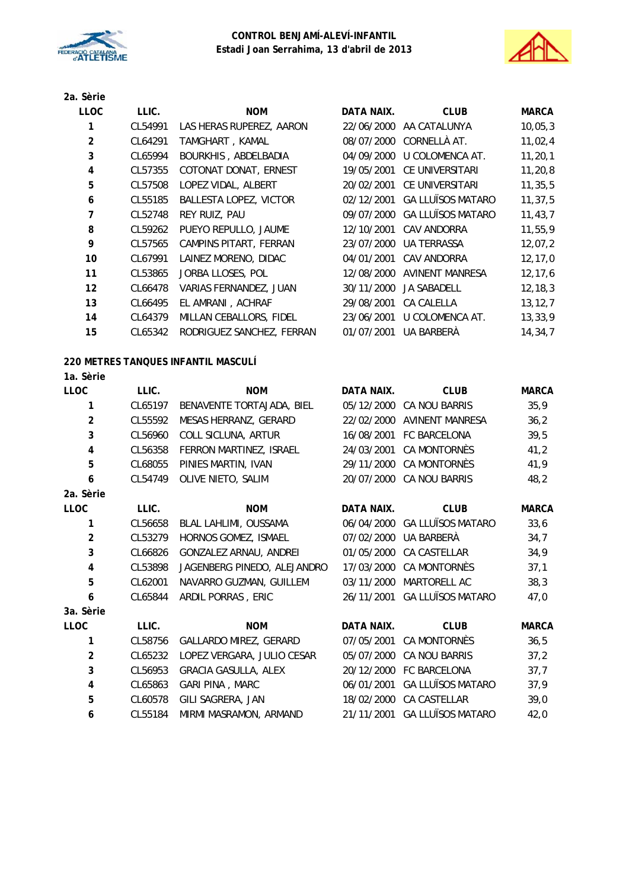## 2a. Sèrie

| LLOC | LLIC. | NOM | DATA NAIX. | CLUB | MARCA |
|---|---|---|---|---|---|
| 1 | CL54991 | LAS HERAS RUPEREZ, AARON | 22/06/2000 | AA CATALUNYA | 10,05,3 |
| 2 | CL64291 | TAMGHART , KAMAL | 08/07/2000 | CORNELLÀ AT. | 11,02,4 |
| 3 | CL65994 | BOURKHIS , ABDELBADIA | 04/09/2000 | U COLOMENCA AT. | 11,20,1 |
| 4 | CL57355 | COTONAT DONAT, ERNEST | 19/05/2001 | CE UNIVERSITARI | 11,20,8 |
| 5 | CL57508 | LOPEZ VIDAL, ALBERT | 20/02/2001 | CE UNIVERSITARI | 11,35,5 |
| 6 | CL55185 | BALLESTA LOPEZ, VICTOR | 02/12/2001 | GA LLUÏSOS MATARO | 11,37,5 |
| 7 | CL52748 | REY RUIZ, PAU | 09/07/2000 | GA LLUÏSOS MATARO | 11,43,7 |
| 8 | CL59262 | PUEYO REPULLO, JAUME | 12/10/2001 | CAV ANDORRA | 11,55,9 |
| 9 | CL57565 | CAMPINS PITART, FERRAN | 23/07/2000 | UA TERRASSA | 12,07,2 |
| 10 | CL67991 | LAINEZ MORENO, DIDAC | 04/01/2001 | CAV ANDORRA | 12,17,0 |
| 11 | CL53865 | JORBA LLOSES, POL | 12/08/2000 | AVINENT MANRESA | 12,17,6 |
| 12 | CL66478 | VARIAS FERNANDEZ, JUAN | 30/11/2000 | JA SABADELL | 12,18,3 |
| 13 | CL66495 | EL AMRANI , ACHRAF | 29/08/2001 | CA CALELLA | 13,12,7 |
| 14 | CL64379 | MILLAN CEBALLORS, FIDEL | 23/06/2001 | U COLOMENCA AT. | 13,33,9 |
| 15 | CL65342 | RODRIGUEZ SANCHEZ, FERRAN | 01/07/2001 | UA BARBERÀ | 14,34,7 |

## 220 METRES TANQUES INFANTIL MASCULÍ

### 1a. Sèrie

| LLOC | LLIC. | NOM | DATA NAIX. | CLUB | MARCA |
|---|---|---|---|---|---|
| 1 | CL65197 | BENAVENTE TORTAJADA, BIEL | 05/12/2000 | CA NOU BARRIS | 35,9 |
| 2 | CL55592 | MESAS HERRANZ, GERARD | 22/02/2000 | AVINENT MANRESA | 36,2 |
| 3 | CL56960 | COLL SICLUNA, ARTUR | 16/08/2001 | FC BARCELONA | 39,5 |
| 4 | CL56358 | FERRON MARTINEZ, ISRAEL | 24/03/2001 | CA MONTORNÈS | 41,2 |
| 5 | CL68055 | PINIES MARTIN, IVAN | 29/11/2000 | CA MONTORNÈS | 41,9 |
| 6 | CL54749 | OLIVE NIETO, SALIM | 20/07/2000 | CA NOU BARRIS | 48,2 |

### 2a. Sèrie

| LLOC | LLIC. | NOM | DATA NAIX. | CLUB | MARCA |
|---|---|---|---|---|---|
| 1 | CL56658 | BLAL LAHLIMI, OUSSAMA | 06/04/2000 | GA LLUÏSOS MATARO | 33,6 |
| 2 | CL53279 | HORNOS GOMEZ, ISMAEL | 07/02/2000 | UA BARBERÀ | 34,7 |
| 3 | CL66826 | GONZALEZ ARNAU, ANDREI | 01/05/2000 | CA CASTELLAR | 34,9 |
| 4 | CL53898 | JAGENBERG PINEDO, ALEJANDRO | 17/03/2000 | CA MONTORNÈS | 37,1 |
| 5 | CL62001 | NAVARRO GUZMAN, GUILLEM | 03/11/2000 | MARTORELL AC | 38,3 |
| 6 | CL65844 | ARDIL PORRAS , ERIC | 26/11/2001 | GA LLUÏSOS MATARO | 47,0 |

### 3a. Sèrie

| LLOC | LLIC. | NOM | DATA NAIX. | CLUB | MARCA |
|---|---|---|---|---|---|
| 1 | CL58756 | GALLARDO MIREZ, GERARD | 07/05/2001 | CA MONTORNÈS | 36,5 |
| 2 | CL65232 | LOPEZ VERGARA, JULIO CESAR | 05/07/2000 | CA NOU BARRIS | 37,2 |
| 3 | CL56953 | GRACIA GASULLA, ALEX | 20/12/2000 | FC BARCELONA | 37,7 |
| 4 | CL65863 | GARI PINA , MARC | 06/01/2001 | GA LLUÏSOS MATARO | 37,9 |
| 5 | CL60578 | GILI SAGRERA, JAN | 18/02/2000 | CA CASTELLAR | 39,0 |
| 6 | CL55184 | MIRMI MASRAMON, ARMAND | 21/11/2001 | GA LLUÏSOS MATARO | 42,0 |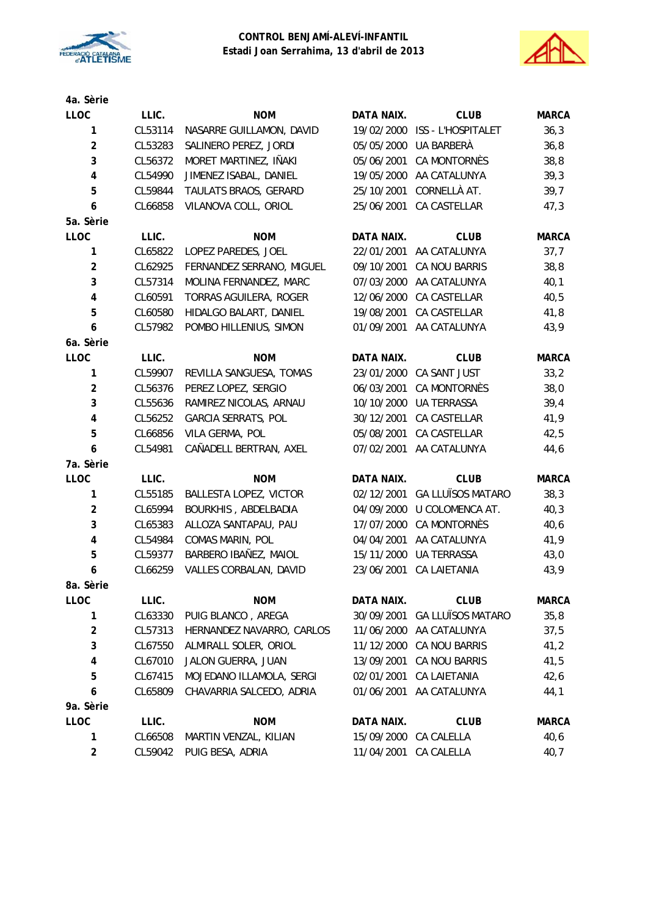**CONTROL BENJAMÍ-ALEVÍ-INFANTIL**
**Estadi Joan Serrahima, 13 d'abril de 2013**

### 4a. Sèrie

| LLOC | LLIC. | NOM | DATA NAIX. | CLUB | MARCA |
|---|---|---|---|---|---|
| 1 | CL53114 | NASARRE GUILLAMON, DAVID | 19/02/2000 | ISS - L'HOSPITALET | 36,3 |
| 2 | CL53283 | SALINERO PEREZ, JORDI | 05/05/2000 | UA BARBERÀ | 36,8 |
| 3 | CL56372 | MORET MARTINEZ, IÑAKI | 05/06/2001 | CA MONTORNÈS | 38,8 |
| 4 | CL54990 | JIMENEZ ISABAL, DANIEL | 19/05/2000 | AA CATALUNYA | 39,3 |
| 5 | CL59844 | TAULATS BRAOS, GERARD | 25/10/2001 | CORNELLÀ AT. | 39,7 |
| 6 | CL66858 | VILANOVA COLL, ORIOL | 25/06/2001 | CA CASTELLAR | 47,3 |

### 5a. Sèrie

| LLOC | LLIC. | NOM | DATA NAIX. | CLUB | MARCA |
|---|---|---|---|---|---|
| 1 | CL65822 | LOPEZ PAREDES, JOEL | 22/01/2001 | AA CATALUNYA | 37,7 |
| 2 | CL62925 | FERNANDEZ SERRANO, MIGUEL | 09/10/2001 | CA NOU BARRIS | 38,8 |
| 3 | CL57314 | MOLINA FERNANDEZ, MARC | 07/03/2000 | AA CATALUNYA | 40,1 |
| 4 | CL60591 | TORRAS AGUILERA, ROGER | 12/06/2000 | CA CASTELLAR | 40,5 |
| 5 | CL60580 | HIDALGO BALART, DANIEL | 19/08/2001 | CA CASTELLAR | 41,8 |
| 6 | CL57982 | POMBO HILLENIUS, SIMON | 01/09/2001 | AA CATALUNYA | 43,9 |

### 6a. Sèrie

| LLOC | LLIC. | NOM | DATA NAIX. | CLUB | MARCA |
|---|---|---|---|---|---|
| 1 | CL59907 | REVILLA SANGUESA, TOMAS | 23/01/2000 | CA SANT JUST | 33,2 |
| 2 | CL56376 | PEREZ LOPEZ, SERGIO | 06/03/2001 | CA MONTORNÈS | 38,0 |
| 3 | CL55636 | RAMIREZ NICOLAS, ARNAU | 10/10/2000 | UA TERRASSA | 39,4 |
| 4 | CL56252 | GARCIA SERRATS, POL | 30/12/2001 | CA CASTELLAR | 41,9 |
| 5 | CL66856 | VILA GERMA, POL | 05/08/2001 | CA CASTELLAR | 42,5 |
| 6 | CL54981 | CAÑADELL BERTRAN, AXEL | 07/02/2001 | AA CATALUNYA | 44,6 |

### 7a. Sèrie

| LLOC | LLIC. | NOM | DATA NAIX. | CLUB | MARCA |
|---|---|---|---|---|---|
| 1 | CL55185 | BALLESTA LOPEZ, VICTOR | 02/12/2001 | GA LLUÏSOS MATARO | 38,3 |
| 2 | CL65994 | BOURKHIS , ABDELBADIA | 04/09/2000 | U COLOMENCA AT. | 40,3 |
| 3 | CL65383 | ALLOZA SANTAPAU, PAU | 17/07/2000 | CA MONTORNÈS | 40,6 |
| 4 | CL54984 | COMAS MARIN, POL | 04/04/2001 | AA CATALUNYA | 41,9 |
| 5 | CL59377 | BARBERO IBAÑEZ, MAIOL | 15/11/2000 | UA TERRASSA | 43,0 |
| 6 | CL66259 | VALLES CORBALAN, DAVID | 23/06/2001 | CA LAIETANIA | 43,9 |

### 8a. Sèrie

| LLOC | LLIC. | NOM | DATA NAIX. | CLUB | MARCA |
|---|---|---|---|---|---|
| 1 | CL63330 | PUIG BLANCO , AREGA | 30/09/2001 | GA LLUÏSOS MATARO | 35,8 |
| 2 | CL57313 | HERNANDEZ NAVARRO, CARLOS | 11/06/2000 | AA CATALUNYA | 37,5 |
| 3 | CL67550 | ALMIRALL SOLER, ORIOL | 11/12/2000 | CA NOU BARRIS | 41,2 |
| 4 | CL67010 | JALON GUERRA, JUAN | 13/09/2001 | CA NOU BARRIS | 41,5 |
| 5 | CL67415 | MOJEDANO ILLAMOLA, SERGI | 02/01/2001 | CA LAIETANIA | 42,6 |
| 6 | CL65809 | CHAVARRIA SALCEDO, ADRIA | 01/06/2001 | AA CATALUNYA | 44,1 |

### 9a. Sèrie

| LLOC | LLIC. | NOM | DATA NAIX. | CLUB | MARCA |
|---|---|---|---|---|---|
| 1 | CL66508 | MARTIN VENZAL, KILIAN | 15/09/2000 | CA CALELLA | 40,6 |
| 2 | CL59042 | PUIG BESA, ADRIA | 11/04/2001 | CA CALELLA | 40,7 |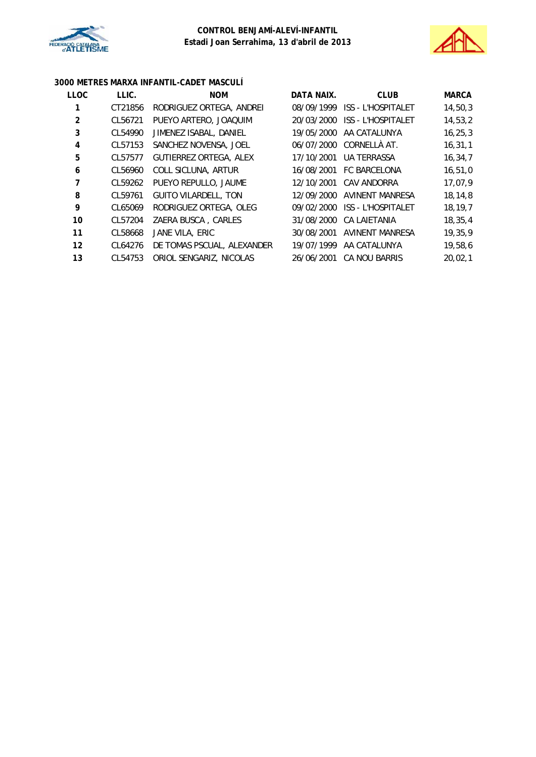**CONTROL BENJAMÍ-ALEVÍ-INFANTIL**
**Estadi Joan Serrahima, 13 d'abril de 2013**

### 3000 METRES MARXA INFANTIL-CADET MASCULÍ

| LLOC | LLIC. | NOM | DATA NAIX. | CLUB | MARCA |
|---|---|---|---|---|---|
| 1 | CT21856 | RODRIGUEZ ORTEGA, ANDREI | 08/09/1999 | ISS - L'HOSPITALET | 14,50,3 |
| 2 | CL56721 | PUEYO ARTERO, JOAQUIM | 20/03/2000 | ISS - L'HOSPITALET | 14,53,2 |
| 3 | CL54990 | JIMENEZ ISABAL, DANIEL | 19/05/2000 | AA CATALUNYA | 16,25,3 |
| 4 | CL57153 | SANCHEZ NOVENSA, JOEL | 06/07/2000 | CORNELLÀ AT. | 16,31,1 |
| 5 | CL57577 | GUTIERREZ ORTEGA, ALEX | 17/10/2001 | UA TERRASSA | 16,34,7 |
| 6 | CL56960 | COLL SICLUNA, ARTUR | 16/08/2001 | FC BARCELONA | 16,51,0 |
| 7 | CL59262 | PUEYO REPULLO, JAUME | 12/10/2001 | CAV ANDORRA | 17,07,9 |
| 8 | CL59761 | GUITO VILARDELL, TON | 12/09/2000 | AVINENT MANRESA | 18,14,8 |
| 9 | CL65069 | RODRIGUEZ ORTEGA, OLEG | 09/02/2000 | ISS - L'HOSPITALET | 18,19,7 |
| 10 | CL57204 | ZAERA BUSCA , CARLES | 31/08/2000 | CA LAIETANIA | 18,35,4 |
| 11 | CL58668 | JANE VILA, ERIC | 30/08/2001 | AVINENT MANRESA | 19,35,9 |
| 12 | CL64276 | DE TOMAS PSCUAL, ALEXANDER | 19/07/1999 | AA CATALUNYA | 19,58,6 |
| 13 | CL54753 | ORIOL SENGARIZ, NICOLAS | 26/06/2001 | CA NOU BARRIS | 20,02,1 |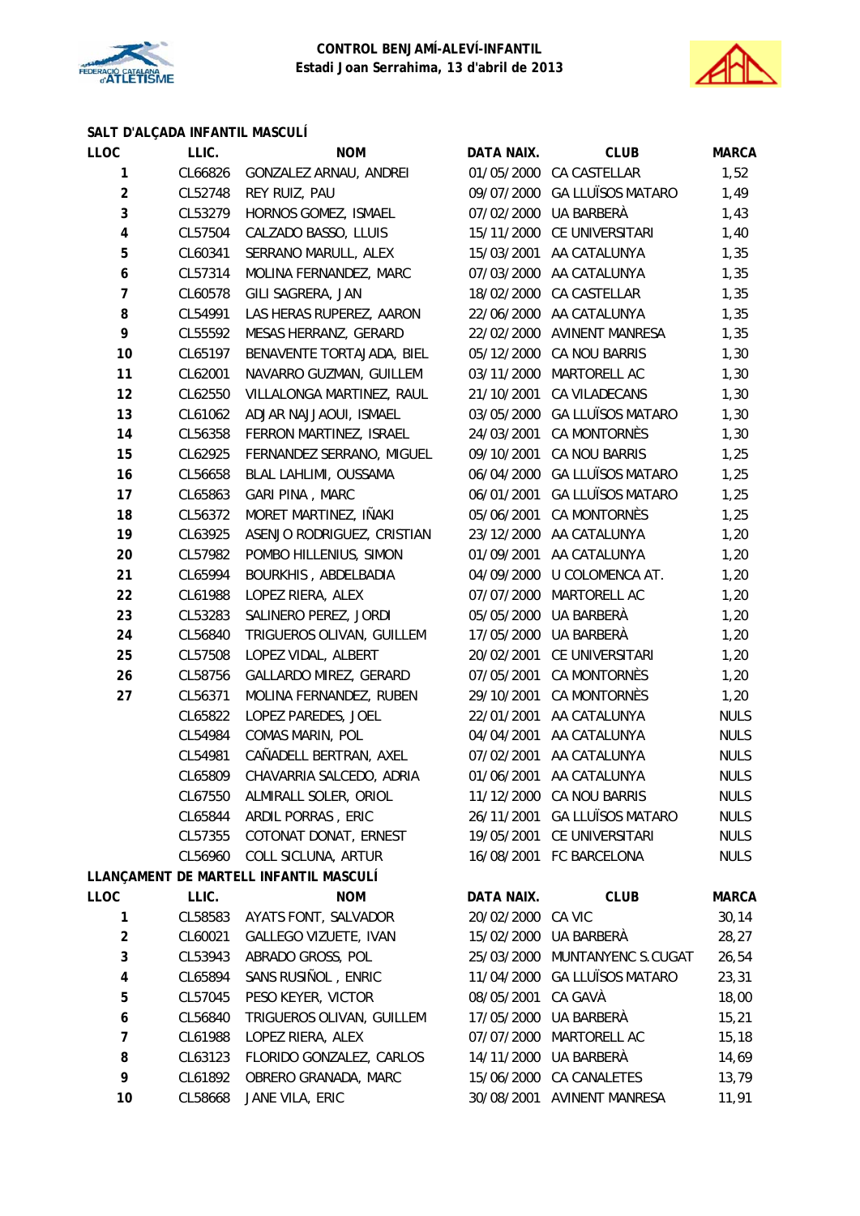**CONTROL BENJAMÍ-ALEVÍ-INFANTIL**
**Estadi Joan Serrahima, 13 d'abril de 2013**

## SALT D'ALÇADA INFANTIL MASCULÍ

| LLOC | LLIC. | NOM | DATA NAIX. | CLUB | MARCA |
|---|---|---|---|---|---|
| 1 | CL66826 | GONZALEZ ARNAU, ANDREI | 01/05/2000 | CA CASTELLAR | 1,52 |
| 2 | CL52748 | REY RUIZ, PAU | 09/07/2000 | GA LLUÏSOS MATARO | 1,49 |
| 3 | CL53279 | HORNOS GOMEZ, ISMAEL | 07/02/2000 | UA BARBERÀ | 1,43 |
| 4 | CL57504 | CALZADO BASSO, LLUIS | 15/11/2000 | CE UNIVERSITARI | 1,40 |
| 5 | CL60341 | SERRANO MARULL, ALEX | 15/03/2001 | AA CATALUNYA | 1,35 |
| 6 | CL57314 | MOLINA FERNANDEZ, MARC | 07/03/2000 | AA CATALUNYA | 1,35 |
| 7 | CL60578 | GILI SAGRERA, JAN | 18/02/2000 | CA CASTELLAR | 1,35 |
| 8 | CL54991 | LAS HERAS RUPEREZ, AARON | 22/06/2000 | AA CATALUNYA | 1,35 |
| 9 | CL55592 | MESAS HERRANZ, GERARD | 22/02/2000 | AVINENT MANRESA | 1,35 |
| 10 | CL65197 | BENAVENTE TORTAJADA, BIEL | 05/12/2000 | CA NOU BARRIS | 1,30 |
| 11 | CL62001 | NAVARRO GUZMAN, GUILLEM | 03/11/2000 | MARTORELL AC | 1,30 |
| 12 | CL62550 | VILLALONGA MARTINEZ, RAUL | 21/10/2001 | CA VILADECANS | 1,30 |
| 13 | CL61062 | ADJAR NAJJAOUI, ISMAEL | 03/05/2000 | GA LLUÏSOS MATARO | 1,30 |
| 14 | CL56358 | FERRON MARTINEZ, ISRAEL | 24/03/2001 | CA MONTORNÈS | 1,30 |
| 15 | CL62925 | FERNANDEZ SERRANO, MIGUEL | 09/10/2001 | CA NOU BARRIS | 1,25 |
| 16 | CL56658 | BLAL LAHLIMI, OUSSAMA | 06/04/2000 | GA LLUÏSOS MATARO | 1,25 |
| 17 | CL65863 | GARI PINA , MARC | 06/01/2001 | GA LLUÏSOS MATARO | 1,25 |
| 18 | CL56372 | MORET MARTINEZ, IÑAKI | 05/06/2001 | CA MONTORNÈS | 1,25 |
| 19 | CL63925 | ASENJO RODRIGUEZ, CRISTIAN | 23/12/2000 | AA CATALUNYA | 1,20 |
| 20 | CL57982 | POMBO HILLENIUS, SIMON | 01/09/2001 | AA CATALUNYA | 1,20 |
| 21 | CL65994 | BOURKHIS , ABDELBADIA | 04/09/2000 | U COLOMENCA AT. | 1,20 |
| 22 | CL61988 | LOPEZ RIERA, ALEX | 07/07/2000 | MARTORELL AC | 1,20 |
| 23 | CL53283 | SALINERO PEREZ, JORDI | 05/05/2000 | UA BARBERÀ | 1,20 |
| 24 | CL56840 | TRIGUEROS OLIVAN, GUILLEM | 17/05/2000 | UA BARBERÀ | 1,20 |
| 25 | CL57508 | LOPEZ VIDAL, ALBERT | 20/02/2001 | CE UNIVERSITARI | 1,20 |
| 26 | CL58756 | GALLARDO MIREZ, GERARD | 07/05/2001 | CA MONTORNÈS | 1,20 |
| 27 | CL56371 | MOLINA FERNANDEZ, RUBEN | 29/10/2001 | CA MONTORNÈS | 1,20 |
| | CL65822 | LOPEZ PAREDES, JOEL | 22/01/2001 | AA CATALUNYA | NULS |
| | CL54984 | COMAS MARIN, POL | 04/04/2001 | AA CATALUNYA | NULS |
| | CL54981 | CAÑADELL BERTRAN, AXEL | 07/02/2001 | AA CATALUNYA | NULS |
| | CL65809 | CHAVARRIA SALCEDO, ADRIA | 01/06/2001 | AA CATALUNYA | NULS |
| | CL67550 | ALMIRALL SOLER, ORIOL | 11/12/2000 | CA NOU BARRIS | NULS |
| | CL65844 | ARDIL PORRAS , ERIC | 26/11/2001 | GA LLUÏSOS MATARO | NULS |
| | CL57355 | COTONAT DONAT, ERNEST | 19/05/2001 | CE UNIVERSITARI | NULS |
| | CL56960 | COLL SICLUNA, ARTUR | 16/08/2001 | FC BARCELONA | NULS |

## LLANÇAMENT DE MARTELL INFANTIL MASCULÍ

| LLOC | LLIC. | NOM | DATA NAIX. | CLUB | MARCA |
|---|---|---|---|---|---|
| 1 | CL58583 | AYATS FONT, SALVADOR | 20/02/2000 | CA VIC | 30,14 |
| 2 | CL60021 | GALLEGO VIZUETE, IVAN | 15/02/2000 | UA BARBERÀ | 28,27 |
| 3 | CL53943 | ABRADO GROSS, POL | 25/03/2000 | MUNTANYENC S.CUGAT | 26,54 |
| 4 | CL65894 | SANS RUSIÑOL , ENRIC | 11/04/2000 | GA LLUÏSOS MATARO | 23,31 |
| 5 | CL57045 | PESO KEYER, VICTOR | 08/05/2001 | CA GAVÀ | 18,00 |
| 6 | CL56840 | TRIGUEROS OLIVAN, GUILLEM | 17/05/2000 | UA BARBERÀ | 15,21 |
| 7 | CL61988 | LOPEZ RIERA, ALEX | 07/07/2000 | MARTORELL AC | 15,18 |
| 8 | CL63123 | FLORIDO GONZALEZ, CARLOS | 14/11/2000 | UA BARBERÀ | 14,69 |
| 9 | CL61892 | OBRERO GRANADA, MARC | 15/06/2000 | CA CANALETES | 13,79 |
| 10 | CL58668 | JANE VILA, ERIC | 30/08/2001 | AVINENT MANRESA | 11,91 |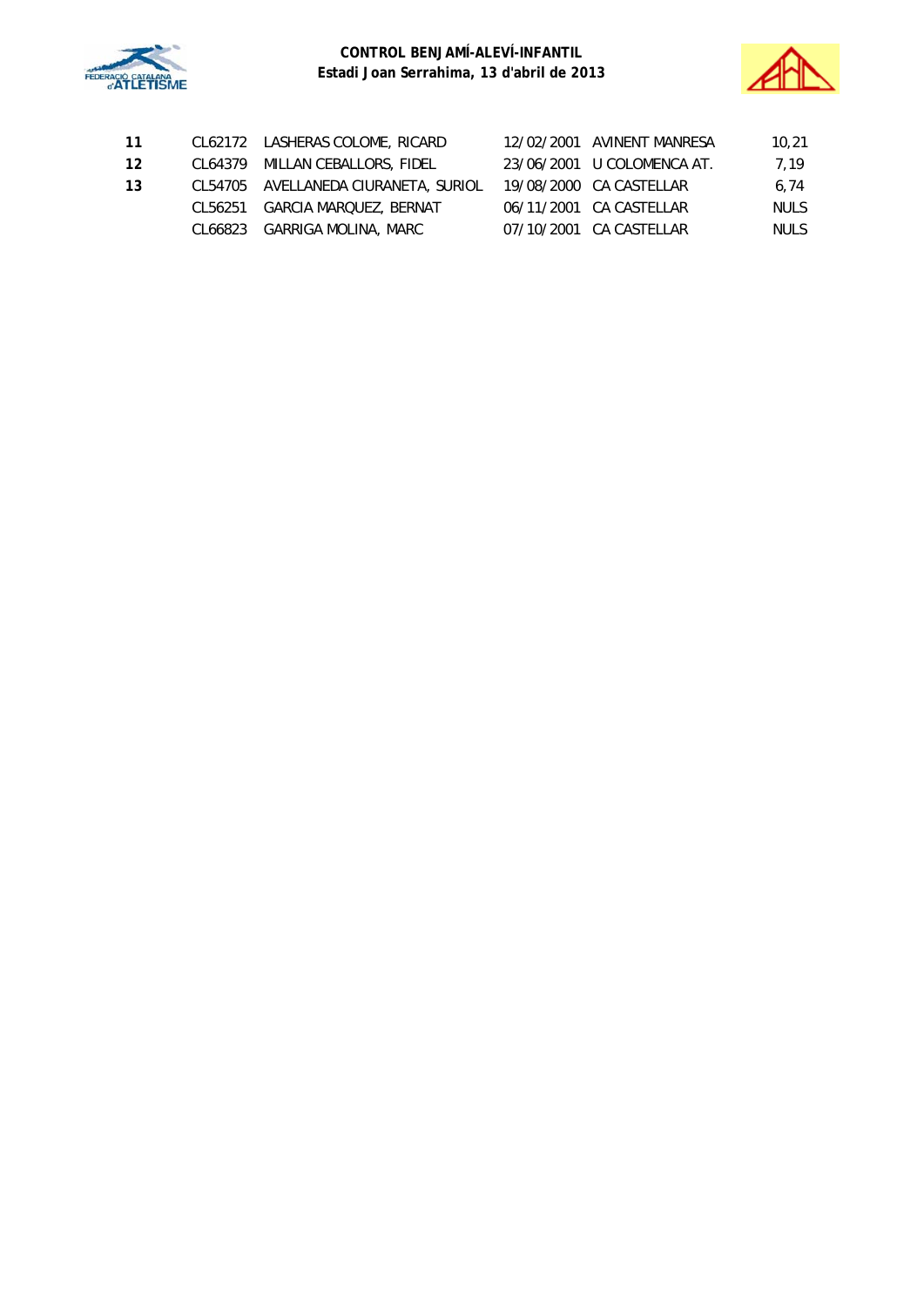| | | | | | |
|---|---|---|---|---|---|
| **11** | CL62172 | LASHERAS COLOME, RICARD | 12/02/2001 | AVINENT MANRESA | 10,21 |
| **12** | CL64379 | MILLAN CEBALLORS, FIDEL | 23/06/2001 | U COLOMENCA AT. | 7,19 |
| **13** | CL54705 | AVELLANEDA CIURANETA, SURIOL | 19/08/2000 | CA CASTELLAR | 6,74 |
| | CL56251 | GARCIA MARQUEZ, BERNAT | 06/11/2001 | CA CASTELLAR | NULS |
| | CL66823 | GARRIGA MOLINA, MARC | 07/10/2001 | CA CASTELLAR | NULS |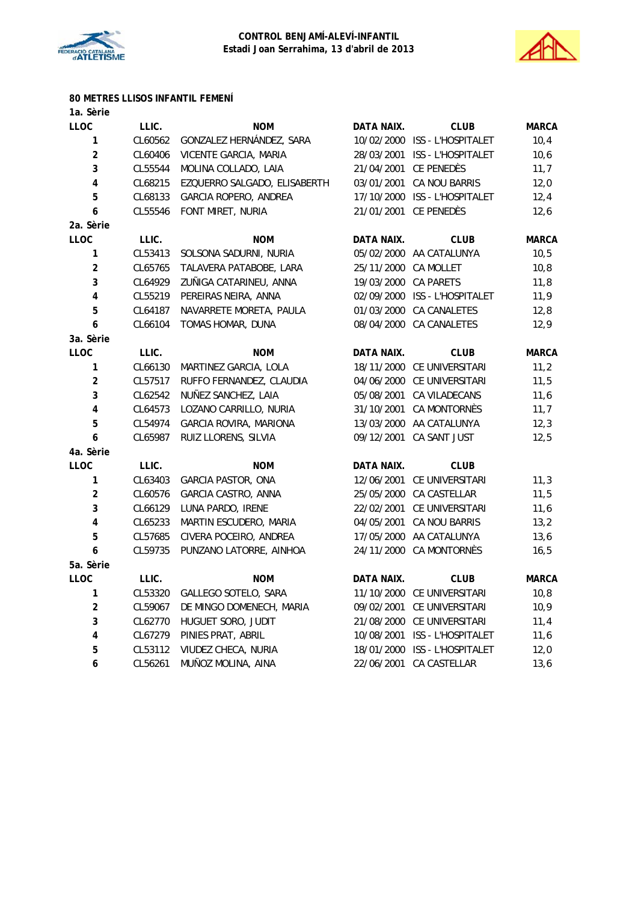**CONTROL BENJAMÍ-ALEVÍ-INFANTIL**
**Estadi Joan Serrahima, 13 d'abril de 2013**

**80 METRES LLISOS INFANTIL FEMENÍ**

**1a. Sèrie**

| LLOC | LLIC. | NOM | DATA NAIX. | CLUB | MARCA |
|---|---|---|---|---|---|
| 1 | CL60562 | GONZALEZ HERNÁNDEZ, SARA | 10/02/2000 | ISS - L'HOSPITALET | 10,4 |
| 2 | CL60406 | VICENTE GARCIA, MARIA | 28/03/2001 | ISS - L'HOSPITALET | 10,6 |
| 3 | CL55544 | MOLINA COLLADO, LAIA | 21/04/2001 | CE PENEDÈS | 11,7 |
| 4 | CL68215 | EZQUERRO SALGADO, ELISABERTH | 03/01/2001 | CA NOU BARRIS | 12,0 |
| 5 | CL68133 | GARCIA ROPERO, ANDREA | 17/10/2000 | ISS - L'HOSPITALET | 12,4 |
| 6 | CL55546 | FONT MIRET, NURIA | 21/01/2001 | CE PENEDÈS | 12,6 |

**2a. Sèrie**

| LLOC | LLIC. | NOM | DATA NAIX. | CLUB | MARCA |
|---|---|---|---|---|---|
| 1 | CL53413 | SOLSONA SADURNI, NURIA | 05/02/2000 | AA CATALUNYA | 10,5 |
| 2 | CL65765 | TALAVERA PATABOBE, LARA | 25/11/2000 | CA MOLLET | 10,8 |
| 3 | CL64929 | ZUÑIGA CATARINEU, ANNA | 19/03/2000 | CA PARETS | 11,8 |
| 4 | CL55219 | PEREIRAS NEIRA, ANNA | 02/09/2000 | ISS - L'HOSPITALET | 11,9 |
| 5 | CL64187 | NAVARRETE MORETA, PAULA | 01/03/2000 | CA CANALETES | 12,8 |
| 6 | CL66104 | TOMAS HOMAR, DUNA | 08/04/2000 | CA CANALETES | 12,9 |

**3a. Sèrie**

| LLOC | LLIC. | NOM | DATA NAIX. | CLUB | MARCA |
|---|---|---|---|---|---|
| 1 | CL66130 | MARTINEZ GARCIA, LOLA | 18/11/2000 | CE UNIVERSITARI | 11,2 |
| 2 | CL57517 | RUFFO FERNANDEZ, CLAUDIA | 04/06/2000 | CE UNIVERSITARI | 11,5 |
| 3 | CL62542 | NUÑEZ SANCHEZ, LAIA | 05/08/2001 | CA VILADECANS | 11,6 |
| 4 | CL64573 | LOZANO CARRILLO, NURIA | 31/10/2001 | CA MONTORNÈS | 11,7 |
| 5 | CL54974 | GARCIA ROVIRA, MARIONA | 13/03/2000 | AA CATALUNYA | 12,3 |
| 6 | CL65987 | RUIZ LLORENS, SILVIA | 09/12/2001 | CA SANT JUST | 12,5 |

**4a. Sèrie**

| LLOC | LLIC. | NOM | DATA NAIX. | CLUB | |
|---|---|---|---|---|---|
| 1 | CL63403 | GARCIA PASTOR, ONA | 12/06/2001 | CE UNIVERSITARI | 11,3 |
| 2 | CL60576 | GARCIA CASTRO, ANNA | 25/05/2000 | CA CASTELLAR | 11,5 |
| 3 | CL66129 | LUNA PARDO, IRENE | 22/02/2001 | CE UNIVERSITARI | 11,6 |
| 4 | CL65233 | MARTIN ESCUDERO, MARIA | 04/05/2001 | CA NOU BARRIS | 13,2 |
| 5 | CL57685 | CIVERA POCEIRO, ANDREA | 17/05/2000 | AA CATALUNYA | 13,6 |
| 6 | CL59735 | PUNZANO LATORRE, AINHOA | 24/11/2000 | CA MONTORNÈS | 16,5 |

**5a. Sèrie**

| LLOC | LLIC. | NOM | DATA NAIX. | CLUB | MARCA |
|---|---|---|---|---|---|
| 1 | CL53320 | GALLEGO SOTELO, SARA | 11/10/2000 | CE UNIVERSITARI | 10,8 |
| 2 | CL59067 | DE MINGO DOMENECH, MARIA | 09/02/2001 | CE UNIVERSITARI | 10,9 |
| 3 | CL62770 | HUGUET SORO, JUDIT | 21/08/2000 | CE UNIVERSITARI | 11,4 |
| 4 | CL67279 | PINIES PRAT, ABRIL | 10/08/2001 | ISS - L'HOSPITALET | 11,6 |
| 5 | CL53112 | VIUDEZ CHECA, NURIA | 18/01/2000 | ISS - L'HOSPITALET | 12,0 |
| 6 | CL56261 | MUÑOZ MOLINA, AINA | 22/06/2001 | CA CASTELLAR | 13,6 |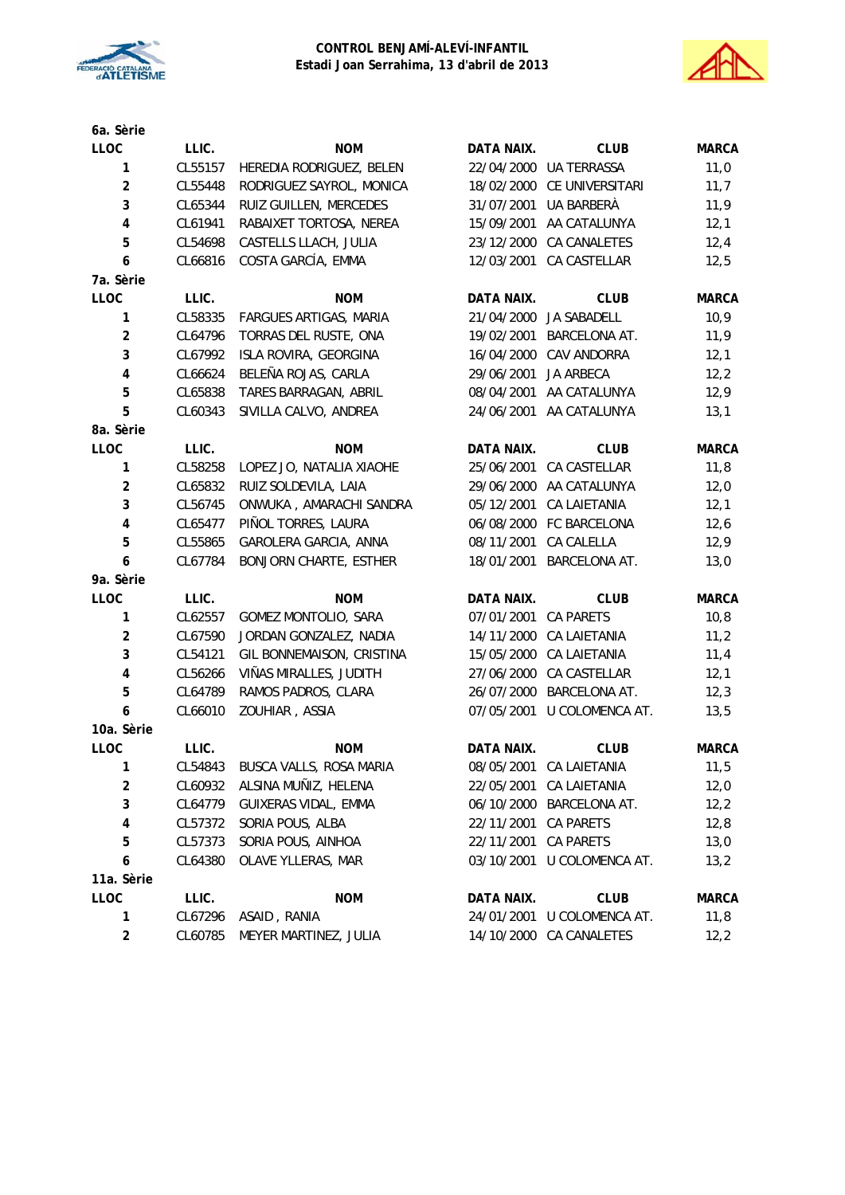**CONTROL BENJAMÍ-ALEVÍ-INFANTIL**
**Estadi Joan Serrahima, 13 d'abril de 2013**

**6a. Sèrie**

| LLOC | LLIC. | NOM | DATA NAIX. | CLUB | MARCA |
|---|---|---|---|---|---|
| 1 | CL55157 | HEREDIA RODRIGUEZ, BELEN | 22/04/2000 | UA TERRASSA | 11,0 |
| 2 | CL55448 | RODRIGUEZ SAYROL, MONICA | 18/02/2000 | CE UNIVERSITARI | 11,7 |
| 3 | CL65344 | RUIZ GUILLEN, MERCEDES | 31/07/2001 | UA BARBERÀ | 11,9 |
| 4 | CL61941 | RABAIXET TORTOSA, NEREA | 15/09/2001 | AA CATALUNYA | 12,1 |
| 5 | CL54698 | CASTELLS LLACH, JULIA | 23/12/2000 | CA CANALETES | 12,4 |
| 6 | CL66816 | COSTA GARCÍA, EMMA | 12/03/2001 | CA CASTELLAR | 12,5 |

**7a. Sèrie**

| LLOC | LLIC. | NOM | DATA NAIX. | CLUB | MARCA |
|---|---|---|---|---|---|
| 1 | CL58335 | FARGUES ARTIGAS, MARIA | 21/04/2000 | JA SABADELL | 10,9 |
| 2 | CL64796 | TORRAS DEL RUSTE, ONA | 19/02/2001 | BARCELONA AT. | 11,9 |
| 3 | CL67992 | ISLA ROVIRA, GEORGINA | 16/04/2000 | CAV ANDORRA | 12,1 |
| 4 | CL66624 | BELEÑA ROJAS, CARLA | 29/06/2001 | JA ARBECA | 12,2 |
| 5 | CL65838 | TARES BARRAGAN, ABRIL | 08/04/2001 | AA CATALUNYA | 12,9 |
| 5 | CL60343 | SIVILLA CALVO, ANDREA | 24/06/2001 | AA CATALUNYA | 13,1 |

**8a. Sèrie**

| LLOC | LLIC. | NOM | DATA NAIX. | CLUB | MARCA |
|---|---|---|---|---|---|
| 1 | CL58258 | LOPEZ JO, NATALIA XIAOHE | 25/06/2001 | CA CASTELLAR | 11,8 |
| 2 | CL65832 | RUIZ SOLDEVILA, LAIA | 29/06/2000 | AA CATALUNYA | 12,0 |
| 3 | CL56745 | ONWUKA , AMARACHI SANDRA | 05/12/2001 | CA LAIETANIA | 12,1 |
| 4 | CL65477 | PIÑOL TORRES, LAURA | 06/08/2000 | FC BARCELONA | 12,6 |
| 5 | CL55865 | GAROLERA GARCIA, ANNA | 08/11/2001 | CA CALELLA | 12,9 |
| 6 | CL67784 | BONJORN CHARTE, ESTHER | 18/01/2001 | BARCELONA AT. | 13,0 |

**9a. Sèrie**

| LLOC | LLIC. | NOM | DATA NAIX. | CLUB | MARCA |
|---|---|---|---|---|---|
| 1 | CL62557 | GOMEZ MONTOLIO, SARA | 07/01/2001 | CA PARETS | 10,8 |
| 2 | CL67590 | JORDAN GONZALEZ, NADIA | 14/11/2000 | CA LAIETANIA | 11,2 |
| 3 | CL54121 | GIL BONNEMAISON, CRISTINA | 15/05/2000 | CA LAIETANIA | 11,4 |
| 4 | CL56266 | VIÑAS MIRALLES, JUDITH | 27/06/2000 | CA CASTELLAR | 12,1 |
| 5 | CL64789 | RAMOS PADROS, CLARA | 26/07/2000 | BARCELONA AT. | 12,3 |
| 6 | CL66010 | ZOUHIAR , ASSIA | 07/05/2001 | U COLOMENCA AT. | 13,5 |

**10a. Sèrie**

| LLOC | LLIC. | NOM | DATA NAIX. | CLUB | MARCA |
|---|---|---|---|---|---|
| 1 | CL54843 | BUSCA VALLS, ROSA MARIA | 08/05/2001 | CA LAIETANIA | 11,5 |
| 2 | CL60932 | ALSINA MUÑIZ, HELENA | 22/05/2001 | CA LAIETANIA | 12,0 |
| 3 | CL64779 | GUIXERAS VIDAL, EMMA | 06/10/2000 | BARCELONA AT. | 12,2 |
| 4 | CL57372 | SORIA POUS, ALBA | 22/11/2001 | CA PARETS | 12,8 |
| 5 | CL57373 | SORIA POUS, AINHOA | 22/11/2001 | CA PARETS | 13,0 |
| 6 | CL64380 | OLAVE YLLERAS, MAR | 03/10/2001 | U COLOMENCA AT. | 13,2 |

**11a. Sèrie**

| LLOC | LLIC. | NOM | DATA NAIX. | CLUB | MARCA |
|---|---|---|---|---|---|
| 1 | CL67296 | ASAID , RANIA | 24/01/2001 | U COLOMENCA AT. | 11,8 |
| 2 | CL60785 | MEYER MARTINEZ, JULIA | 14/10/2000 | CA CANALETES | 12,2 |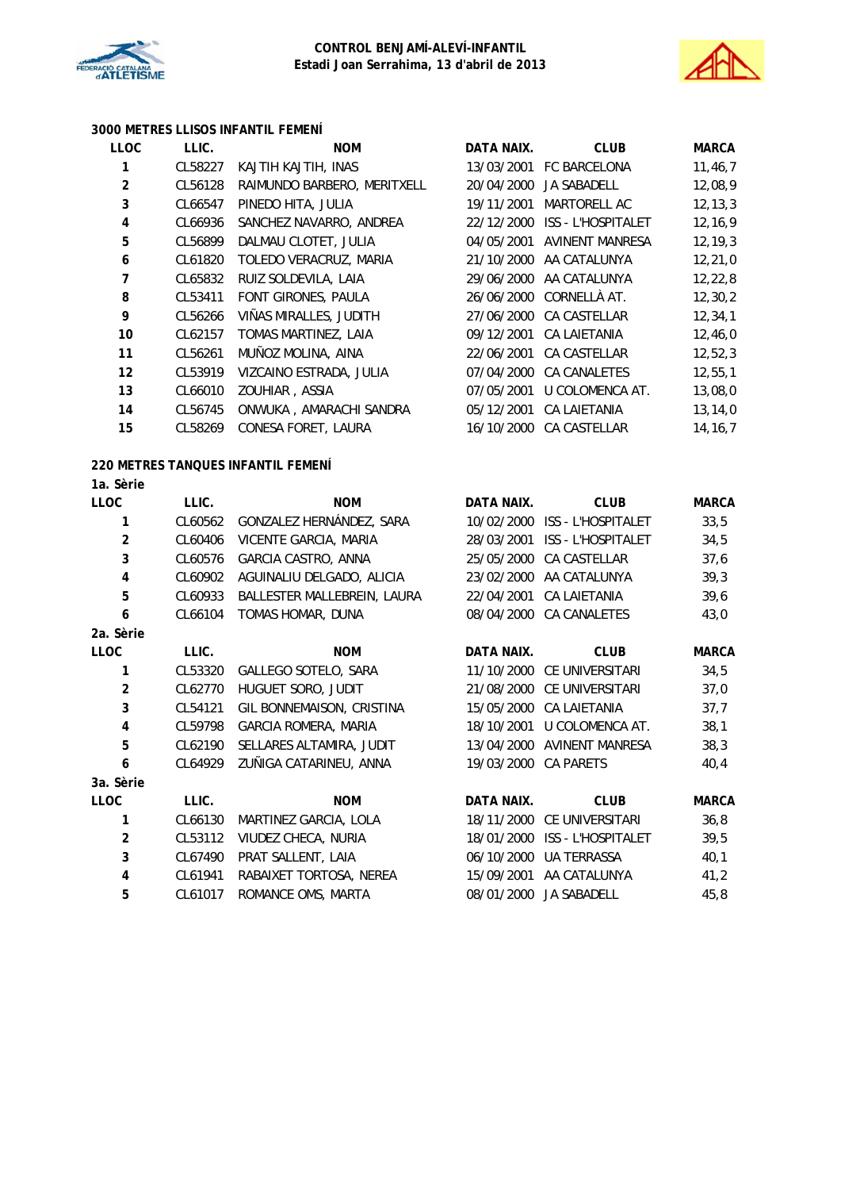**CONTROL BENJAMÍ-ALEVÍ-INFANTIL**
**Estadi Joan Serrahima, 13 d'abril de 2013**

## 3000 METRES LLISOS INFANTIL FEMENÍ

| LLOC | LLIC. | NOM | DATA NAIX. | CLUB | MARCA |
|---|---|---|---|---|---|
| 1 | CL58227 | KAJTIH KAJTIH, INAS | 13/03/2001 | FC BARCELONA | 11,46,7 |
| 2 | CL56128 | RAIMUNDO BARBERO, MERITXELL | 20/04/2000 | JA SABADELL | 12,08,9 |
| 3 | CL66547 | PINEDO HITA, JULIA | 19/11/2001 | MARTORELL AC | 12,13,3 |
| 4 | CL66936 | SANCHEZ NAVARRO, ANDREA | 22/12/2000 | ISS - L'HOSPITALET | 12,16,9 |
| 5 | CL56899 | DALMAU CLOTET, JULIA | 04/05/2001 | AVINENT MANRESA | 12,19,3 |
| 6 | CL61820 | TOLEDO VERACRUZ, MARIA | 21/10/2000 | AA CATALUNYA | 12,21,0 |
| 7 | CL65832 | RUIZ SOLDEVILA, LAIA | 29/06/2000 | AA CATALUNYA | 12,22,8 |
| 8 | CL53411 | FONT GIRONES, PAULA | 26/06/2000 | CORNELLÀ AT. | 12,30,2 |
| 9 | CL56266 | VIÑAS MIRALLES, JUDITH | 27/06/2000 | CA CASTELLAR | 12,34,1 |
| 10 | CL62157 | TOMAS MARTINEZ, LAIA | 09/12/2001 | CA LAIETANIA | 12,46,0 |
| 11 | CL56261 | MUÑOZ MOLINA, AINA | 22/06/2001 | CA CASTELLAR | 12,52,3 |
| 12 | CL53919 | VIZCAINO ESTRADA, JULIA | 07/04/2000 | CA CANALETES | 12,55,1 |
| 13 | CL66010 | ZOUHIAR , ASSIA | 07/05/2001 | U COLOMENCA AT. | 13,08,0 |
| 14 | CL56745 | ONWUKA , AMARACHI SANDRA | 05/12/2001 | CA LAIETANIA | 13,14,0 |
| 15 | CL58269 | CONESA FORET, LAURA | 16/10/2000 | CA CASTELLAR | 14,16,7 |

## 220 METRES TANQUES INFANTIL FEMENÍ

**1a. Sèrie**

| LLOC | LLIC. | NOM | DATA NAIX. | CLUB | MARCA |
|---|---|---|---|---|---|
| 1 | CL60562 | GONZALEZ HERNÁNDEZ, SARA | 10/02/2000 | ISS - L'HOSPITALET | 33,5 |
| 2 | CL60406 | VICENTE GARCIA, MARIA | 28/03/2001 | ISS - L'HOSPITALET | 34,5 |
| 3 | CL60576 | GARCIA CASTRO, ANNA | 25/05/2000 | CA CASTELLAR | 37,6 |
| 4 | CL60902 | AGUINALIU DELGADO, ALICIA | 23/02/2000 | AA CATALUNYA | 39,3 |
| 5 | CL60933 | BALLESTER MALLEBREIN, LAURA | 22/04/2001 | CA LAIETANIA | 39,6 |
| 6 | CL66104 | TOMAS HOMAR, DUNA | 08/04/2000 | CA CANALETES | 43,0 |

**2a. Sèrie**

| LLOC | LLIC. | NOM | DATA NAIX. | CLUB | MARCA |
|---|---|---|---|---|---|
| 1 | CL53320 | GALLEGO SOTELO, SARA | 11/10/2000 | CE UNIVERSITARI | 34,5 |
| 2 | CL62770 | HUGUET SORO, JUDIT | 21/08/2000 | CE UNIVERSITARI | 37,0 |
| 3 | CL54121 | GIL BONNEMAISON, CRISTINA | 15/05/2000 | CA LAIETANIA | 37,7 |
| 4 | CL59798 | GARCIA ROMERA, MARIA | 18/10/2001 | U COLOMENCA AT. | 38,1 |
| 5 | CL62190 | SELLARES ALTAMIRA, JUDIT | 13/04/2000 | AVINENT MANRESA | 38,3 |
| 6 | CL64929 | ZUÑIGA CATARINEU, ANNA | 19/03/2000 | CA PARETS | 40,4 |

**3a. Sèrie**

| LLOC | LLIC. | NOM | DATA NAIX. | CLUB | MARCA |
|---|---|---|---|---|---|
| 1 | CL66130 | MARTINEZ GARCIA, LOLA | 18/11/2000 | CE UNIVERSITARI | 36,8 |
| 2 | CL53112 | VIUDEZ CHECA, NURIA | 18/01/2000 | ISS - L'HOSPITALET | 39,5 |
| 3 | CL67490 | PRAT SALLENT, LAIA | 06/10/2000 | UA TERRASSA | 40,1 |
| 4 | CL61941 | RABAIXET TORTOSA, NEREA | 15/09/2001 | AA CATALUNYA | 41,2 |
| 5 | CL61017 | ROMANCE OMS, MARTA | 08/01/2000 | JA SABADELL | 45,8 |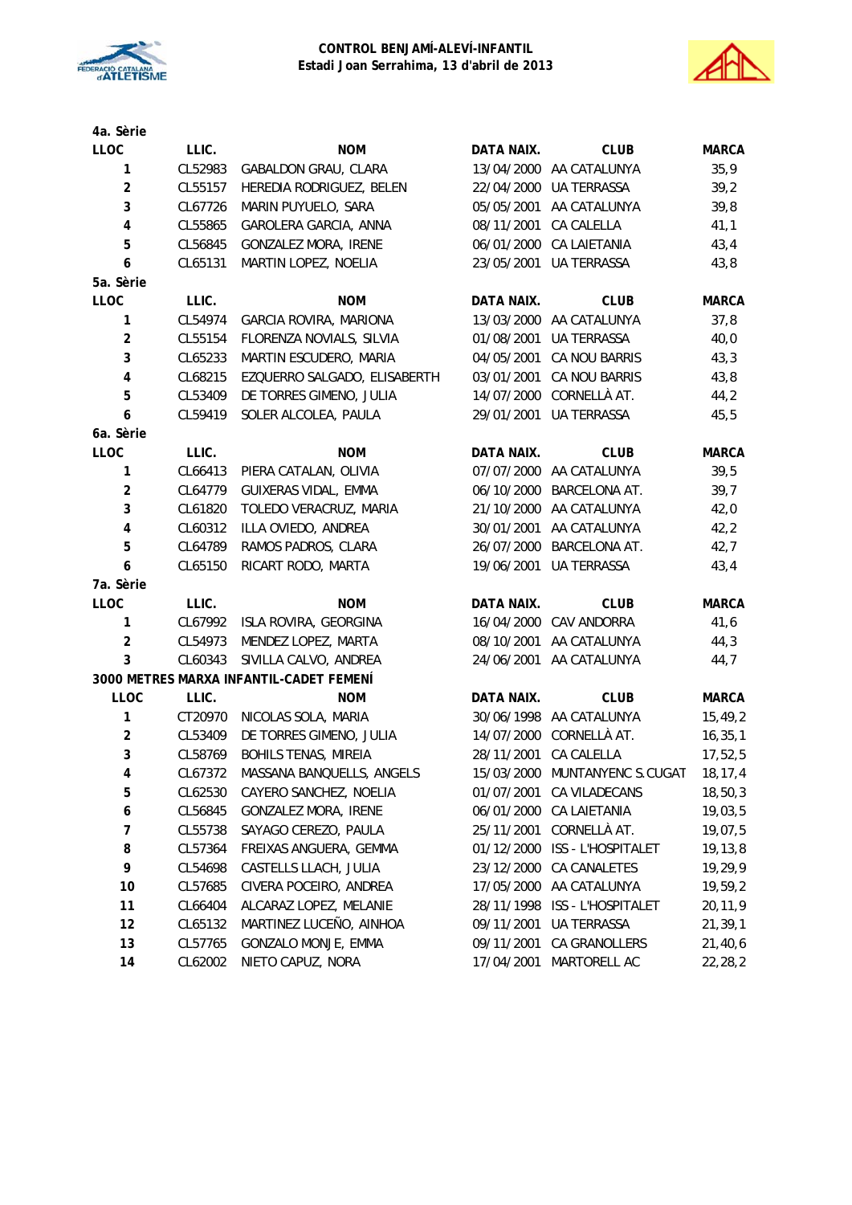**CONTROL BENJAMÍ-ALEVÍ-INFANTIL**
**Estadi Joan Serrahima, 13 d'abril de 2013**

**4a. Sèrie**

| LLOC | LLIC. | NOM | DATA NAIX. | CLUB | MARCA |
|---|---|---|---|---|---|
| 1 | CL52983 | GABALDON GRAU, CLARA | 13/04/2000 | AA CATALUNYA | 35,9 |
| 2 | CL55157 | HEREDIA RODRIGUEZ, BELEN | 22/04/2000 | UA TERRASSA | 39,2 |
| 3 | CL67726 | MARIN PUYUELO, SARA | 05/05/2001 | AA CATALUNYA | 39,8 |
| 4 | CL55865 | GAROLERA GARCIA, ANNA | 08/11/2001 | CA CALELLA | 41,1 |
| 5 | CL56845 | GONZALEZ MORA, IRENE | 06/01/2000 | CA LAIETANIA | 43,4 |
| 6 | CL65131 | MARTIN LOPEZ, NOELIA | 23/05/2001 | UA TERRASSA | 43,8 |

**5a. Sèrie**

| LLOC | LLIC. | NOM | DATA NAIX. | CLUB | MARCA |
|---|---|---|---|---|---|
| 1 | CL54974 | GARCIA ROVIRA, MARIONA | 13/03/2000 | AA CATALUNYA | 37,8 |
| 2 | CL55154 | FLORENZA NOVIALS, SILVIA | 01/08/2001 | UA TERRASSA | 40,0 |
| 3 | CL65233 | MARTIN ESCUDERO, MARIA | 04/05/2001 | CA NOU BARRIS | 43,3 |
| 4 | CL68215 | EZQUERRO SALGADO, ELISABERTH | 03/01/2001 | CA NOU BARRIS | 43,8 |
| 5 | CL53409 | DE TORRES GIMENO, JULIA | 14/07/2000 | CORNELLÀ AT. | 44,2 |
| 6 | CL59419 | SOLER ALCOLEA, PAULA | 29/01/2001 | UA TERRASSA | 45,5 |

**6a. Sèrie**

| LLOC | LLIC. | NOM | DATA NAIX. | CLUB | MARCA |
|---|---|---|---|---|---|
| 1 | CL66413 | PIERA CATALAN, OLIVIA | 07/07/2000 | AA CATALUNYA | 39,5 |
| 2 | CL64779 | GUIXERAS VIDAL, EMMA | 06/10/2000 | BARCELONA AT. | 39,7 |
| 3 | CL61820 | TOLEDO VERACRUZ, MARIA | 21/10/2000 | AA CATALUNYA | 42,0 |
| 4 | CL60312 | ILLA OVIEDO, ANDREA | 30/01/2001 | AA CATALUNYA | 42,2 |
| 5 | CL64789 | RAMOS PADROS, CLARA | 26/07/2000 | BARCELONA AT. | 42,7 |
| 6 | CL65150 | RICART RODO, MARTA | 19/06/2001 | UA TERRASSA | 43,4 |

**7a. Sèrie**

| LLOC | LLIC. | NOM | DATA NAIX. | CLUB | MARCA |
|---|---|---|---|---|---|
| 1 | CL67992 | ISLA ROVIRA, GEORGINA | 16/04/2000 | CAV ANDORRA | 41,6 |
| 2 | CL54973 | MENDEZ LOPEZ, MARTA | 08/10/2001 | AA CATALUNYA | 44,3 |
| 3 | CL60343 | SIVILLA CALVO, ANDREA | 24/06/2001 | AA CATALUNYA | 44,7 |

**3000 METRES MARXA INFANTIL-CADET FEMENÍ**

| LLOC | LLIC. | NOM | DATA NAIX. | CLUB | MARCA |
|---|---|---|---|---|---|
| 1 | CT20970 | NICOLAS SOLA, MARIA | 30/06/1998 | AA CATALUNYA | 15,49,2 |
| 2 | CL53409 | DE TORRES GIMENO, JULIA | 14/07/2000 | CORNELLÀ AT. | 16,35,1 |
| 3 | CL58769 | BOHILS TENAS, MIREIA | 28/11/2001 | CA CALELLA | 17,52,5 |
| 4 | CL67372 | MASSANA BANQUELLS, ANGELS | 15/03/2000 | MUNTANYENC S.CUGAT | 18,17,4 |
| 5 | CL62530 | CAYERO SANCHEZ, NOELIA | 01/07/2001 | CA VILADECANS | 18,50,3 |
| 6 | CL56845 | GONZALEZ MORA, IRENE | 06/01/2000 | CA LAIETANIA | 19,03,5 |
| 7 | CL55738 | SAYAGO CEREZO, PAULA | 25/11/2001 | CORNELLÀ AT. | 19,07,5 |
| 8 | CL57364 | FREIXAS ANGUERA, GEMMA | 01/12/2000 | ISS - L'HOSPITALET | 19,13,8 |
| 9 | CL54698 | CASTELLS LLACH, JULIA | 23/12/2000 | CA CANALETES | 19,29,9 |
| 10 | CL57685 | CIVERA POCEIRO, ANDREA | 17/05/2000 | AA CATALUNYA | 19,59,2 |
| 11 | CL66404 | ALCARAZ LOPEZ, MELANIE | 28/11/1998 | ISS - L'HOSPITALET | 20,11,9 |
| 12 | CL65132 | MARTINEZ LUCEÑO, AINHOA | 09/11/2001 | UA TERRASSA | 21,39,1 |
| 13 | CL57765 | GONZALO MONJE, EMMA | 09/11/2001 | CA GRANOLLERS | 21,40,6 |
| 14 | CL62002 | NIETO CAPUZ, NORA | 17/04/2001 | MARTORELL AC | 22,28,2 |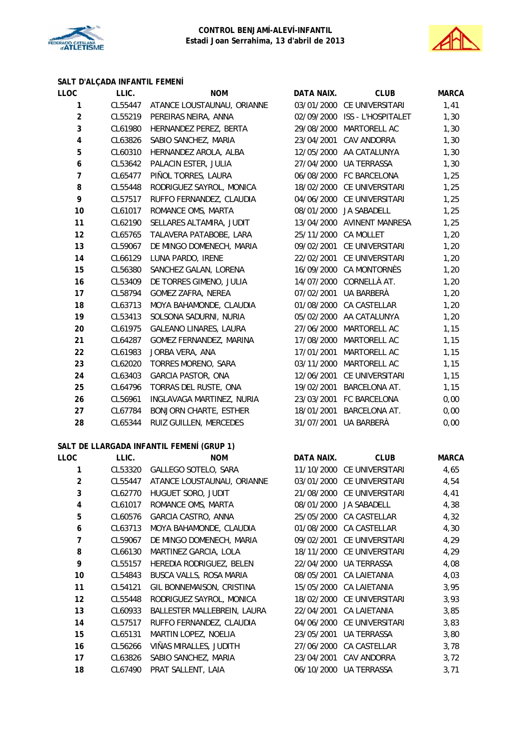**CONTROL BENJAMÍ-ALEVÍ-INFANTIL**
**Estadi Joan Serrahima, 13 d'abril de 2013**

### SALT D'ALÇADA INFANTIL FEMENÍ

| LLOC | LLIC. | NOM | DATA NAIX. | CLUB | MARCA |
|---|---|---|---|---|---|
| 1 | CL55447 | ATANCE LOUSTAUNAU, ORIANNE | 03/01/2000 | CE UNIVERSITARI | 1,41 |
| 2 | CL55219 | PEREIRAS NEIRA, ANNA | 02/09/2000 | ISS - L'HOSPITALET | 1,30 |
| 3 | CL61980 | HERNANDEZ PEREZ, BERTA | 29/08/2000 | MARTORELL AC | 1,30 |
| 4 | CL63826 | SABIO SANCHEZ, MARIA | 23/04/2001 | CAV ANDORRA | 1,30 |
| 5 | CL60310 | HERNANDEZ AROLA, ALBA | 12/05/2000 | AA CATALUNYA | 1,30 |
| 6 | CL53642 | PALACIN ESTER, JULIA | 27/04/2000 | UA TERRASSA | 1,30 |
| 7 | CL65477 | PIÑOL TORRES, LAURA | 06/08/2000 | FC BARCELONA | 1,25 |
| 8 | CL55448 | RODRIGUEZ SAYROL, MONICA | 18/02/2000 | CE UNIVERSITARI | 1,25 |
| 9 | CL57517 | RUFFO FERNANDEZ, CLAUDIA | 04/06/2000 | CE UNIVERSITARI | 1,25 |
| 10 | CL61017 | ROMANCE OMS, MARTA | 08/01/2000 | JA SABADELL | 1,25 |
| 11 | CL62190 | SELLARES ALTAMIRA, JUDIT | 13/04/2000 | AVINENT MANRESA | 1,25 |
| 12 | CL65765 | TALAVERA PATABOBE, LARA | 25/11/2000 | CA MOLLET | 1,20 |
| 13 | CL59067 | DE MINGO DOMENECH, MARIA | 09/02/2001 | CE UNIVERSITARI | 1,20 |
| 14 | CL66129 | LUNA PARDO, IRENE | 22/02/2001 | CE UNIVERSITARI | 1,20 |
| 15 | CL56380 | SANCHEZ GALAN, LORENA | 16/09/2000 | CA MONTORNÈS | 1,20 |
| 16 | CL53409 | DE TORRES GIMENO, JULIA | 14/07/2000 | CORNELLÀ AT. | 1,20 |
| 17 | CL58794 | GOMEZ ZAFRA, NEREA | 07/02/2001 | UA BARBERÀ | 1,20 |
| 18 | CL63713 | MOYA BAHAMONDE, CLAUDIA | 01/08/2000 | CA CASTELLAR | 1,20 |
| 19 | CL53413 | SOLSONA SADURNI, NURIA | 05/02/2000 | AA CATALUNYA | 1,20 |
| 20 | CL61975 | GALEANO LINARES, LAURA | 27/06/2000 | MARTORELL AC | 1,15 |
| 21 | CL64287 | GOMEZ FERNANDEZ, MARINA | 17/08/2000 | MARTORELL AC | 1,15 |
| 22 | CL61983 | JORBA VERA, ANA | 17/01/2001 | MARTORELL AC | 1,15 |
| 23 | CL62020 | TORRES MORENO, SARA | 03/11/2000 | MARTORELL AC | 1,15 |
| 24 | CL63403 | GARCIA PASTOR, ONA | 12/06/2001 | CE UNIVERSITARI | 1,15 |
| 25 | CL64796 | TORRAS DEL RUSTE, ONA | 19/02/2001 | BARCELONA AT. | 1,15 |
| 26 | CL56961 | INGLAVAGA MARTINEZ, NURIA | 23/03/2001 | FC BARCELONA | 0,00 |
| 27 | CL67784 | BONJORN CHARTE, ESTHER | 18/01/2001 | BARCELONA AT. | 0,00 |
| 28 | CL65344 | RUIZ GUILLEN, MERCEDES | 31/07/2001 | UA BARBERÀ | 0,00 |

### SALT DE LLARGADA INFANTIL FEMENÍ (GRUP 1)

| LLOC | LLIC. | NOM | DATA NAIX. | CLUB | MARCA |
|---|---|---|---|---|---|
| 1 | CL53320 | GALLEGO SOTELO, SARA | 11/10/2000 | CE UNIVERSITARI | 4,65 |
| 2 | CL55447 | ATANCE LOUSTAUNAU, ORIANNE | 03/01/2000 | CE UNIVERSITARI | 4,54 |
| 3 | CL62770 | HUGUET SORO, JUDIT | 21/08/2000 | CE UNIVERSITARI | 4,41 |
| 4 | CL61017 | ROMANCE OMS, MARTA | 08/01/2000 | JA SABADELL | 4,38 |
| 5 | CL60576 | GARCIA CASTRO, ANNA | 25/05/2000 | CA CASTELLAR | 4,32 |
| 6 | CL63713 | MOYA BAHAMONDE, CLAUDIA | 01/08/2000 | CA CASTELLAR | 4,30 |
| 7 | CL59067 | DE MINGO DOMENECH, MARIA | 09/02/2001 | CE UNIVERSITARI | 4,29 |
| 8 | CL66130 | MARTINEZ GARCIA, LOLA | 18/11/2000 | CE UNIVERSITARI | 4,29 |
| 9 | CL55157 | HEREDIA RODRIGUEZ, BELEN | 22/04/2000 | UA TERRASSA | 4,08 |
| 10 | CL54843 | BUSCA VALLS, ROSA MARIA | 08/05/2001 | CA LAIETANIA | 4,03 |
| 11 | CL54121 | GIL BONNEMAISON, CRISTINA | 15/05/2000 | CA LAIETANIA | 3,95 |
| 12 | CL55448 | RODRIGUEZ SAYROL, MONICA | 18/02/2000 | CE UNIVERSITARI | 3,93 |
| 13 | CL60933 | BALLESTER MALLEBREIN, LAURA | 22/04/2001 | CA LAIETANIA | 3,85 |
| 14 | CL57517 | RUFFO FERNANDEZ, CLAUDIA | 04/06/2000 | CE UNIVERSITARI | 3,83 |
| 15 | CL65131 | MARTIN LOPEZ, NOELIA | 23/05/2001 | UA TERRASSA | 3,80 |
| 16 | CL56266 | VIÑAS MIRALLES, JUDITH | 27/06/2000 | CA CASTELLAR | 3,78 |
| 17 | CL63826 | SABIO SANCHEZ, MARIA | 23/04/2001 | CAV ANDORRA | 3,72 |
| 18 | CL67490 | PRAT SALLENT, LAIA | 06/10/2000 | UA TERRASSA | 3,71 |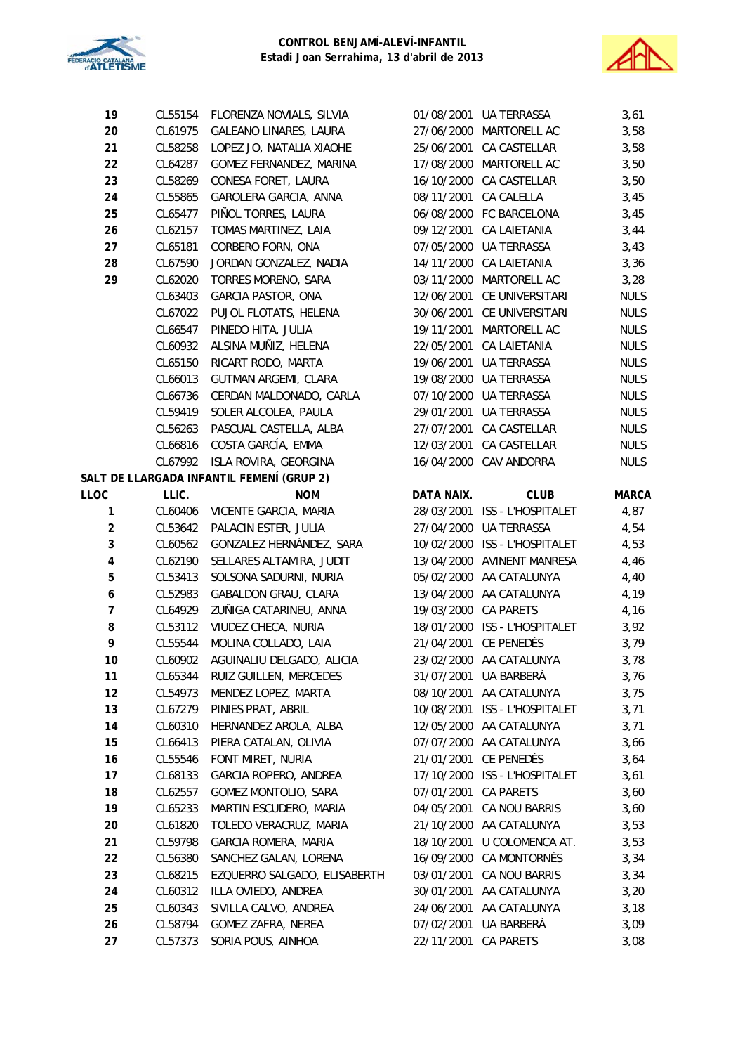**CONTROL BENJAMÍ-ALEVÍ-INFANTIL**
**Estadi Joan Serrahima, 13 d'abril de 2013**

| | | | | | |
|---|---|---|---|---|---|
| 19 | CL55154 | FLORENZA NOVIALS, SILVIA | 01/08/2001 | UA TERRASSA | 3,61 |
| 20 | CL61975 | GALEANO LINARES, LAURA | 27/06/2000 | MARTORELL AC | 3,58 |
| 21 | CL58258 | LOPEZ JO, NATALIA XIAOHE | 25/06/2001 | CA CASTELLAR | 3,58 |
| 22 | CL64287 | GOMEZ FERNANDEZ, MARINA | 17/08/2000 | MARTORELL AC | 3,50 |
| 23 | CL58269 | CONESA FORET, LAURA | 16/10/2000 | CA CASTELLAR | 3,50 |
| 24 | CL55865 | GAROLERA GARCIA, ANNA | 08/11/2001 | CA CALELLA | 3,45 |
| 25 | CL65477 | PIÑOL TORRES, LAURA | 06/08/2000 | FC BARCELONA | 3,45 |
| 26 | CL62157 | TOMAS MARTINEZ, LAIA | 09/12/2001 | CA LAIETANIA | 3,44 |
| 27 | CL65181 | CORBERO FORN, ONA | 07/05/2000 | UA TERRASSA | 3,43 |
| 28 | CL67590 | JORDAN GONZALEZ, NADIA | 14/11/2000 | CA LAIETANIA | 3,36 |
| 29 | CL62020 | TORRES MORENO, SARA | 03/11/2000 | MARTORELL AC | 3,28 |
| | CL63403 | GARCIA PASTOR, ONA | 12/06/2001 | CE UNIVERSITARI | NULS |
| | CL67022 | PUJOL FLOTATS, HELENA | 30/06/2001 | CE UNIVERSITARI | NULS |
| | CL66547 | PINEDO HITA, JULIA | 19/11/2001 | MARTORELL AC | NULS |
| | CL60932 | ALSINA MUÑIZ, HELENA | 22/05/2001 | CA LAIETANIA | NULS |
| | CL65150 | RICART RODO, MARTA | 19/06/2001 | UA TERRASSA | NULS |
| | CL66013 | GUTMAN ARGEMI, CLARA | 19/08/2000 | UA TERRASSA | NULS |
| | CL66736 | CERDAN MALDONADO, CARLA | 07/10/2000 | UA TERRASSA | NULS |
| | CL59419 | SOLER ALCOLEA, PAULA | 29/01/2001 | UA TERRASSA | NULS |
| | CL56263 | PASCUAL CASTELLA, ALBA | 27/07/2001 | CA CASTELLAR | NULS |
| | CL66816 | COSTA GARCÍA, EMMA | 12/03/2001 | CA CASTELLAR | NULS |
| | CL67992 | ISLA ROVIRA, GEORGINA | 16/04/2000 | CAV ANDORRA | NULS |

**SALT DE LLARGADA INFANTIL FEMENÍ (GRUP 2)**

| LLOC | LLIC. | NOM | DATA NAIX. | CLUB | MARCA |
|---|---|---|---|---|---|
| 1 | CL60406 | VICENTE GARCIA, MARIA | 28/03/2001 | ISS - L'HOSPITALET | 4,87 |
| 2 | CL53642 | PALACIN ESTER, JULIA | 27/04/2000 | UA TERRASSA | 4,54 |
| 3 | CL60562 | GONZALEZ HERNÁNDEZ, SARA | 10/02/2000 | ISS - L'HOSPITALET | 4,53 |
| 4 | CL62190 | SELLARES ALTAMIRA, JUDIT | 13/04/2000 | AVINENT MANRESA | 4,46 |
| 5 | CL53413 | SOLSONA SADURNI, NURIA | 05/02/2000 | AA CATALUNYA | 4,40 |
| 6 | CL52983 | GABALDON GRAU, CLARA | 13/04/2000 | AA CATALUNYA | 4,19 |
| 7 | CL64929 | ZUÑIGA CATARINEU, ANNA | 19/03/2000 | CA PARETS | 4,16 |
| 8 | CL53112 | VIUDEZ CHECA, NURIA | 18/01/2000 | ISS - L'HOSPITALET | 3,92 |
| 9 | CL55544 | MOLINA COLLADO, LAIA | 21/04/2001 | CE PENEDÈS | 3,79 |
| 10 | CL60902 | AGUINALIU DELGADO, ALICIA | 23/02/2000 | AA CATALUNYA | 3,78 |
| 11 | CL65344 | RUIZ GUILLEN, MERCEDES | 31/07/2001 | UA BARBERÀ | 3,76 |
| 12 | CL54973 | MENDEZ LOPEZ, MARTA | 08/10/2001 | AA CATALUNYA | 3,75 |
| 13 | CL67279 | PINIES PRAT, ABRIL | 10/08/2001 | ISS - L'HOSPITALET | 3,71 |
| 14 | CL60310 | HERNANDEZ AROLA, ALBA | 12/05/2000 | AA CATALUNYA | 3,71 |
| 15 | CL66413 | PIERA CATALAN, OLIVIA | 07/07/2000 | AA CATALUNYA | 3,66 |
| 16 | CL55546 | FONT MIRET, NURIA | 21/01/2001 | CE PENEDÈS | 3,64 |
| 17 | CL68133 | GARCIA ROPERO, ANDREA | 17/10/2000 | ISS - L'HOSPITALET | 3,61 |
| 18 | CL62557 | GOMEZ MONTOLIO, SARA | 07/01/2001 | CA PARETS | 3,60 |
| 19 | CL65233 | MARTIN ESCUDERO, MARIA | 04/05/2001 | CA NOU BARRIS | 3,60 |
| 20 | CL61820 | TOLEDO VERACRUZ, MARIA | 21/10/2000 | AA CATALUNYA | 3,53 |
| 21 | CL59798 | GARCIA ROMERA, MARIA | 18/10/2001 | U COLOMENCA AT. | 3,53 |
| 22 | CL56380 | SANCHEZ GALAN, LORENA | 16/09/2000 | CA MONTORNÈS | 3,34 |
| 23 | CL68215 | EZQUERRO SALGADO, ELISABERTH | 03/01/2001 | CA NOU BARRIS | 3,34 |
| 24 | CL60312 | ILLA OVIEDO, ANDREA | 30/01/2001 | AA CATALUNYA | 3,20 |
| 25 | CL60343 | SIVILLA CALVO, ANDREA | 24/06/2001 | AA CATALUNYA | 3,18 |
| 26 | CL58794 | GOMEZ ZAFRA, NEREA | 07/02/2001 | UA BARBERÀ | 3,09 |
| 27 | CL57373 | SORIA POUS, AINHOA | 22/11/2001 | CA PARETS | 3,08 |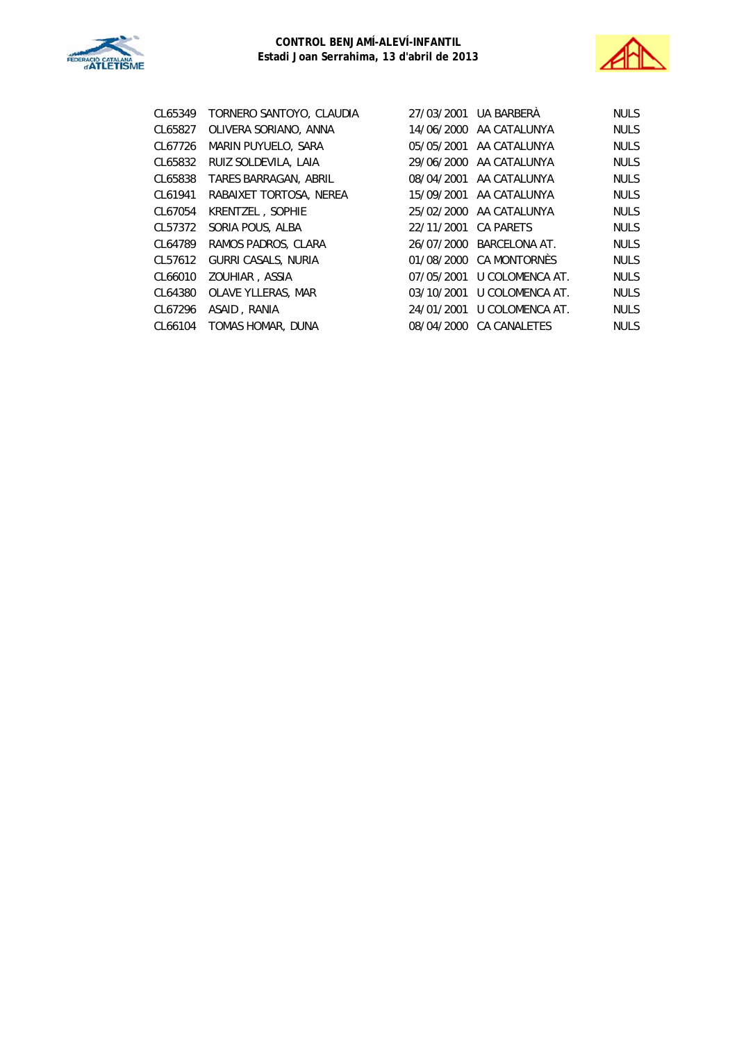**CONTROL BENJAMÍ-ALEVÍ-INFANTIL**
**Estadi Joan Serrahima, 13 d'abril de 2013**

| | | | | |
|---|---|---|---|---|
| CL65349 | TORNERO SANTOYO, CLAUDIA | 27/03/2001 | UA BARBERÀ | NULS |
| CL65827 | OLIVERA SORIANO, ANNA | 14/06/2000 | AA CATALUNYA | NULS |
| CL67726 | MARIN PUYUELO, SARA | 05/05/2001 | AA CATALUNYA | NULS |
| CL65832 | RUIZ SOLDEVILA, LAIA | 29/06/2000 | AA CATALUNYA | NULS |
| CL65838 | TARES BARRAGAN, ABRIL | 08/04/2001 | AA CATALUNYA | NULS |
| CL61941 | RABAIXET TORTOSA, NEREA | 15/09/2001 | AA CATALUNYA | NULS |
| CL67054 | KRENTZEL , SOPHIE | 25/02/2000 | AA CATALUNYA | NULS |
| CL57372 | SORIA POUS, ALBA | 22/11/2001 | CA PARETS | NULS |
| CL64789 | RAMOS PADROS, CLARA | 26/07/2000 | BARCELONA AT. | NULS |
| CL57612 | GURRI CASALS, NURIA | 01/08/2000 | CA MONTORNÈS | NULS |
| CL66010 | ZOUHIAR , ASSIA | 07/05/2001 | U COLOMENCA AT. | NULS |
| CL64380 | OLAVE YLLERAS, MAR | 03/10/2001 | U COLOMENCA AT. | NULS |
| CL67296 | ASAID , RANIA | 24/01/2001 | U COLOMENCA AT. | NULS |
| CL66104 | TOMAS HOMAR, DUNA | 08/04/2000 | CA CANALETES | NULS |